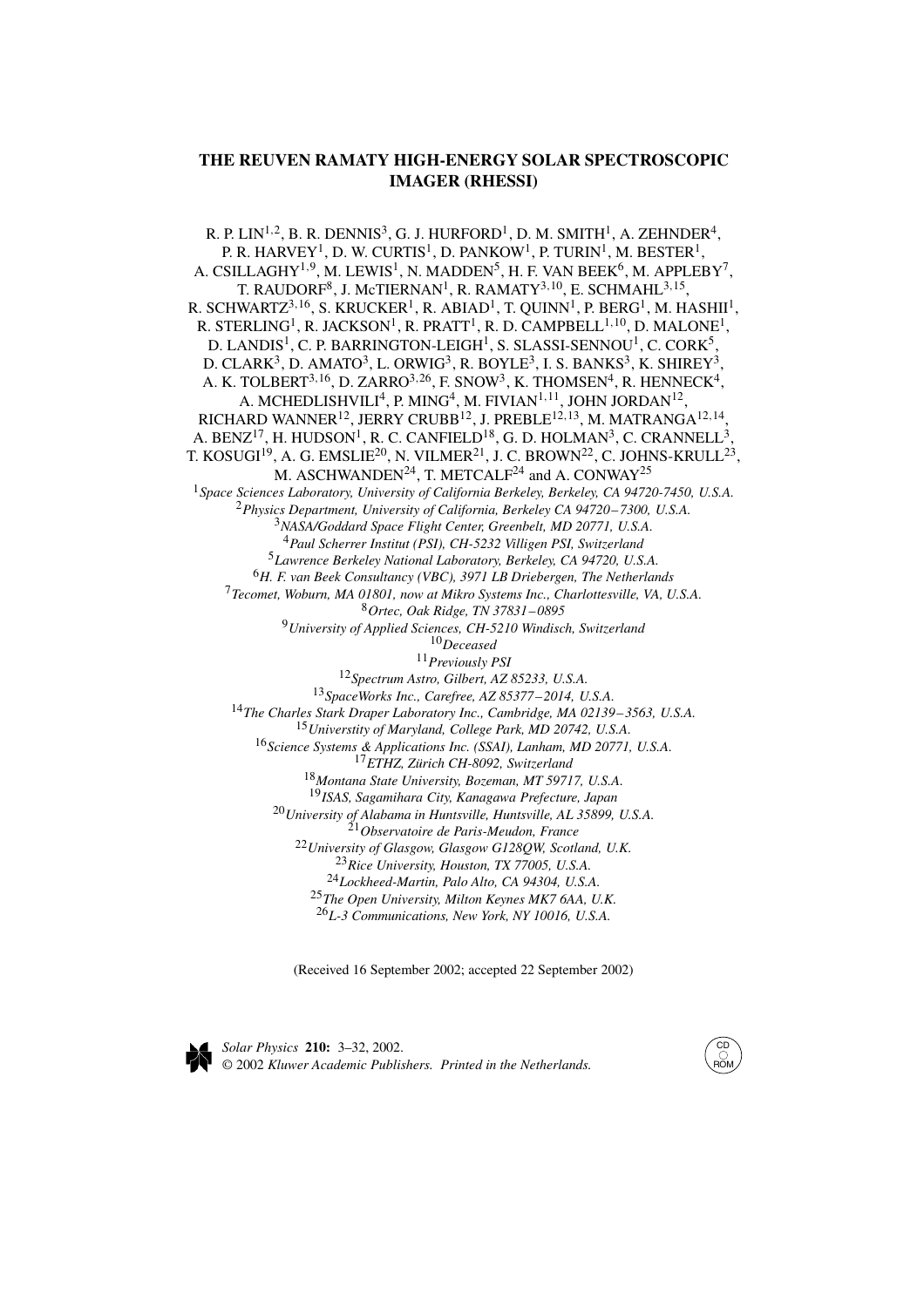# THE REUVEN RAMATY HIGH-ENERGY SOLAR SPECTROSCOPIC IMAGER (RHESSI)

R. P. LIN[1,2], B. R. DENNIS[3], G. J. HURFORD[1], D. M. SMITH[1], A. ZEHNDER[4], P. R. HARVEY[1], D. W. CURTIS[1], D. PANKOW[1], P. TURIN[1], M. BESTER[1], A. CSILLAGHY[1,9], M. LEWIS[1], N. MADDEN[5], H. F. VAN BEEK[6], M. APPLEBY[7], T. RAUDORF[8], J. McTIERNAN[1], R. RAMATY[3,10], E. SCHMAHL[3,15], R. SCHWARTZ[3,16], S. KRUCKER[1], R. ABIAD[1], T. QUINN[1], P. BERG[1], M. HASHII[1], R. STERLING[1], R. JACKSON[1], R. PRATT[1], R. D. CAMPBELL[1,10], D. MALONE[1], D. LANDIS[1], C. P. BARRINGTON-LEIGH[1], S. SLASSI-SENNOU[1], C. CORK[5], D. CLARK[3], D. AMATO[3], L. ORWIG[3], R. BOYLE[3], I. S. BANKS[3], K. SHIREY[3], A. K. TOLBERT[3,16], D. ZARRO[3,26], F. SNOW[3], K. THOMSEN[4], R. HENNECK[4], A. MCHEDLISHVILI[4], P. MING[4], M. FIVIAN[1,11], JOHN JORDAN[12], RICHARD WANNER[12], JERRY CRUBB[12], J. PREBLE[12,13], M. MATRANGA[12,14], A. BENZ[17], H. HUDSON[1], R. C. CANFIELD[18], G. D. HOLMAN[3], C. CRANNELL[3], T. KOSUGI[19], A. G. EMSLIE[20], N. VILMER[21], J. C. BROWN[22], C. JOHNS-KRULL[23], M. ASCHWANDEN[24], T. METCALF[24] and A. CONWAY[25]

[1] *Space Sciences Laboratory, University of California Berkeley, Berkeley, CA 94720-7450, U.S.A.*
[2] *Physics Department, University of California, Berkeley CA 94720–7300, U.S.A.*
[3] *NASA/Goddard Space Flight Center, Greenbelt, MD 20771, U.S.A.*
[4] *Paul Scherrer Institut (PSI), CH-5232 Villigen PSI, Switzerland*
[5] *Lawrence Berkeley National Laboratory, Berkeley, CA 94720, U.S.A.*
[6] *H. F. van Beek Consultancy (VBC), 3971 LB Driebergen, The Netherlands*
[7] *Tecomet, Woburn, MA 01801, now at Mikro Systems Inc., Charlottesville, VA, U.S.A.*
[8] *Ortec, Oak Ridge, TN 37831–0895*
[9] *University of Applied Sciences, CH-5210 Windisch, Switzerland*
[10] *Deceased*
[11] *Previously PSI*
[12] *Spectrum Astro, Gilbert, AZ 85233, U.S.A.*
[13] *SpaceWorks Inc., Carefree, AZ 85377–2014, U.S.A.*
[14] *The Charles Stark Draper Laboratory Inc., Cambridge, MA 02139–3563, U.S.A.*
[15] *Universtity of Maryland, College Park, MD 20742, U.S.A.*
[16] *Science Systems & Applications Inc. (SSAI), Lanham, MD 20771, U.S.A.*
[17] *ETHZ, Zürich CH-8092, Switzerland*
[18] *Montana State University, Bozeman, MT 59717, U.S.A.*
[19] *ISAS, Sagamihara City, Kanagawa Prefecture, Japan*
[20] *University of Alabama in Huntsville, Huntsville, AL 35899, U.S.A.*
[21] *Observatoire de Paris-Meudon, France*
[22] *University of Glasgow, Glasgow G128QW, Scotland, U.K.*
[23] *Rice University, Houston, TX 77005, U.S.A.*
[24] *Lockheed-Martin, Palo Alto, CA 94304, U.S.A.*
[25] *The Open University, Milton Keynes MK7 6AA, U.K.*
[26] *L-3 Communications, New York, NY 10016, U.S.A.*

(Received 16 September 2002; accepted 22 September 2002)

*Solar Physics* **210:** 3–32, 2002.
© 2002 *Kluwer Academic Publishers. Printed in the Netherlands.*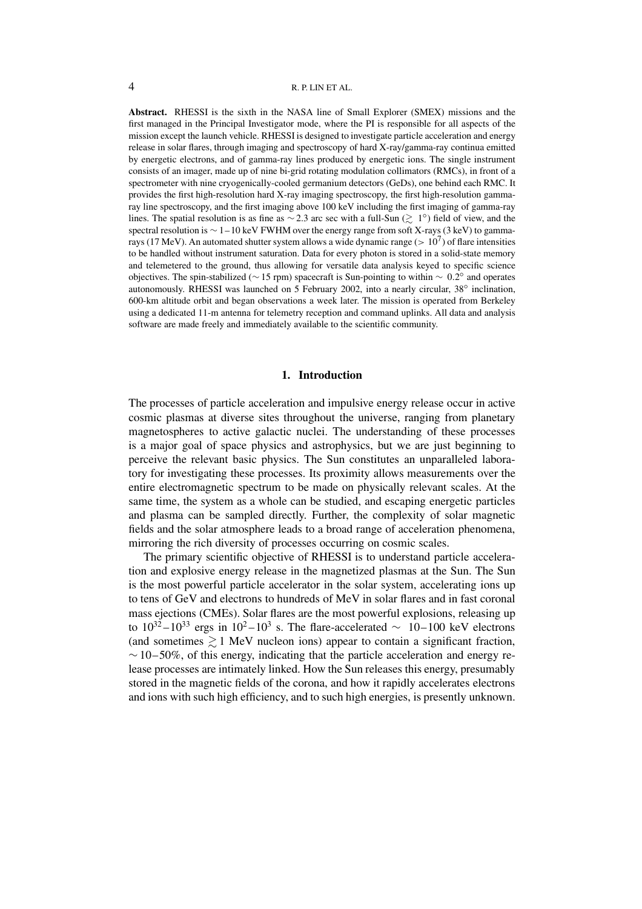**Abstract.** RHESSI is the sixth in the NASA line of Small Explorer (SMEX) missions and the first managed in the Principal Investigator mode, where the PI is responsible for all aspects of the mission except the launch vehicle. RHESSI is designed to investigate particle acceleration and energy release in solar flares, through imaging and spectroscopy of hard X-ray/gamma-ray continua emitted by energetic electrons, and of gamma-ray lines produced by energetic ions. The single instrument consists of an imager, made up of nine bi-grid rotating modulation collimators (RMCs), in front of a spectrometer with nine cryogenically-cooled germanium detectors (GeDs), one behind each RMC. It provides the first high-resolution hard X-ray imaging spectroscopy, the first high-resolution gamma-ray line spectroscopy, and the first imaging above 100 keV including the first imaging of gamma-ray lines. The spatial resolution is as fine as $\sim$2.3 arc sec with a full-Sun ($\gtrsim 1^\circ$) field of view, and the spectral resolution is $\sim$1–10 keV FWHM over the energy range from soft X-rays (3 keV) to gamma-rays (17 MeV). An automated shutter system allows a wide dynamic range ($> 10^7$) of flare intensities to be handled without instrument saturation. Data for every photon is stored in a solid-state memory and telemetered to the ground, thus allowing for versatile data analysis keyed to specific science objectives. The spin-stabilized ($\sim$15 rpm) spacecraft is Sun-pointing to within $\sim 0.2^\circ$ and operates autonomously. RHESSI was launched on 5 February 2002, into a nearly circular, $38^\circ$ inclination, 600-km altitude orbit and began observations a week later. The mission is operated from Berkeley using a dedicated 11-m antenna for telemetry reception and command uplinks. All data and analysis software are made freely and immediately available to the scientific community.

## 1. Introduction

The processes of particle acceleration and impulsive energy release occur in active cosmic plasmas at diverse sites throughout the universe, ranging from planetary magnetospheres to active galactic nuclei. The understanding of these processes is a major goal of space physics and astrophysics, but we are just beginning to perceive the relevant basic physics. The Sun constitutes an unparalleled laboratory for investigating these processes. Its proximity allows measurements over the entire electromagnetic spectrum to be made on physically relevant scales. At the same time, the system as a whole can be studied, and escaping energetic particles and plasma can be sampled directly. Further, the complexity of solar magnetic fields and the solar atmosphere leads to a broad range of acceleration phenomena, mirroring the rich diversity of processes occurring on cosmic scales.

The primary scientific objective of RHESSI is to understand particle acceleration and explosive energy release in the magnetized plasmas at the Sun. The Sun is the most powerful particle accelerator in the solar system, accelerating ions up to tens of GeV and electrons to hundreds of MeV in solar flares and in fast coronal mass ejections (CMEs). Solar flares are the most powerful explosions, releasing up to $10^{32}$–$10^{33}$ ergs in $10^2$–$10^3$ s. The flare-accelerated $\sim$ 10–100 keV electrons (and sometimes $\gtrsim 1$ MeV nucleon ions) appear to contain a significant fraction, $\sim$10–50%, of this energy, indicating that the particle acceleration and energy release processes are intimately linked. How the Sun releases this energy, presumably stored in the magnetic fields of the corona, and how it rapidly accelerates electrons and ions with such high efficiency, and to such high energies, is presently unknown.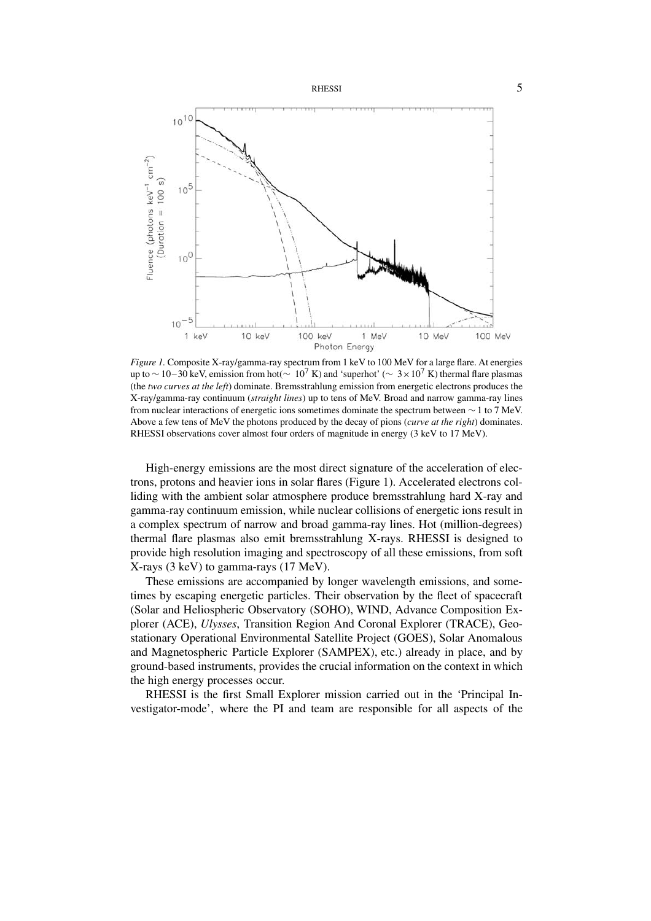*Figure 1.* Composite X-ray/gamma-ray spectrum from 1 keV to 100 MeV for a large flare. At energies up to $\sim 10$–$30$ keV, emission from hot($\sim 10^7$ K) and 'superhot' ($\sim 3 \times 10^7$ K) thermal flare plasmas (the *two curves at the left*) dominate. Bremsstrahlung emission from energetic electrons produces the X-ray/gamma-ray continuum (*straight lines*) up to tens of MeV. Broad and narrow gamma-ray lines from nuclear interactions of energetic ions sometimes dominate the spectrum between $\sim 1$ to 7 MeV. Above a few tens of MeV the photons produced by the decay of pions (*curve at the right*) dominates. RHESSI observations cover almost four orders of magnitude in energy (3 keV to 17 MeV).

High-energy emissions are the most direct signature of the acceleration of electrons, protons and heavier ions in solar flares (Figure 1). Accelerated electrons colliding with the ambient solar atmosphere produce bremsstrahlung hard X-ray and gamma-ray continuum emission, while nuclear collisions of energetic ions result in a complex spectrum of narrow and broad gamma-ray lines. Hot (million-degrees) thermal flare plasmas also emit bremsstrahlung X-rays. RHESSI is designed to provide high resolution imaging and spectroscopy of all these emissions, from soft X-rays (3 keV) to gamma-rays (17 MeV).

These emissions are accompanied by longer wavelength emissions, and sometimes by escaping energetic particles. Their observation by the fleet of spacecraft (Solar and Heliospheric Observatory (SOHO), WIND, Advance Composition Explorer (ACE), *Ulysses*, Transition Region And Coronal Explorer (TRACE), Geostationary Operational Environmental Satellite Project (GOES), Solar Anomalous and Magnetospheric Particle Explorer (SAMPEX), etc.) already in place, and by ground-based instruments, provides the crucial information on the context in which the high energy processes occur.

RHESSI is the first Small Explorer mission carried out in the 'Principal Investigator-mode', where the PI and team are responsible for all aspects of the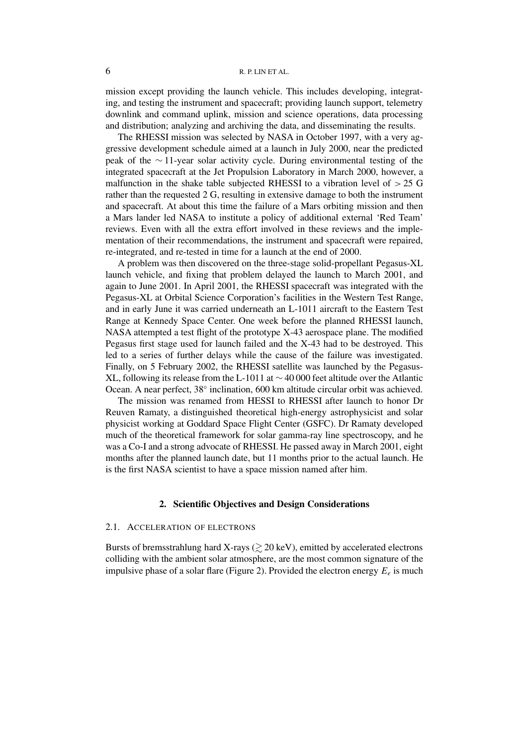mission except providing the launch vehicle. This includes developing, integrating, and testing the instrument and spacecraft; providing launch support, telemetry downlink and command uplink, mission and science operations, data processing and distribution; analyzing and archiving the data, and disseminating the results.

The RHESSI mission was selected by NASA in October 1997, with a very aggressive development schedule aimed at a launch in July 2000, near the predicted peak of the $\sim$11-year solar activity cycle. During environmental testing of the integrated spacecraft at the Jet Propulsion Laboratory in March 2000, however, a malfunction in the shake table subjected RHESSI to a vibration level of $> 25$ G rather than the requested 2 G, resulting in extensive damage to both the instrument and spacecraft. At about this time the failure of a Mars orbiting mission and then a Mars lander led NASA to institute a policy of additional external 'Red Team' reviews. Even with all the extra effort involved in these reviews and the implementation of their recommendations, the instrument and spacecraft were repaired, re-integrated, and re-tested in time for a launch at the end of 2000.

A problem was then discovered on the three-stage solid-propellant Pegasus-XL launch vehicle, and fixing that problem delayed the launch to March 2001, and again to June 2001. In April 2001, the RHESSI spacecraft was integrated with the Pegasus-XL at Orbital Science Corporation's facilities in the Western Test Range, and in early June it was carried underneath an L-1011 aircraft to the Eastern Test Range at Kennedy Space Center. One week before the planned RHESSI launch, NASA attempted a test flight of the prototype X-43 aerospace plane. The modified Pegasus first stage used for launch failed and the X-43 had to be destroyed. This led to a series of further delays while the cause of the failure was investigated. Finally, on 5 February 2002, the RHESSI satellite was launched by the Pegasus-XL, following its release from the L-1011 at $\sim$40 000 feet altitude over the Atlantic Ocean. A near perfect, 38° inclination, 600 km altitude circular orbit was achieved.

The mission was renamed from HESSI to RHESSI after launch to honor Dr Reuven Ramaty, a distinguished theoretical high-energy astrophysicist and solar physicist working at Goddard Space Flight Center (GSFC). Dr Ramaty developed much of the theoretical framework for solar gamma-ray line spectroscopy, and he was a Co-I and a strong advocate of RHESSI. He passed away in March 2001, eight months after the planned launch date, but 11 months prior to the actual launch. He is the first NASA scientist to have a space mission named after him.

## 2. Scientific Objectives and Design Considerations

### 2.1. Acceleration of Electrons

Bursts of bremsstrahlung hard X-rays ($\gtrsim 20$ keV), emitted by accelerated electrons colliding with the ambient solar atmosphere, are the most common signature of the impulsive phase of a solar flare (Figure 2). Provided the electron energy $E_e$ is much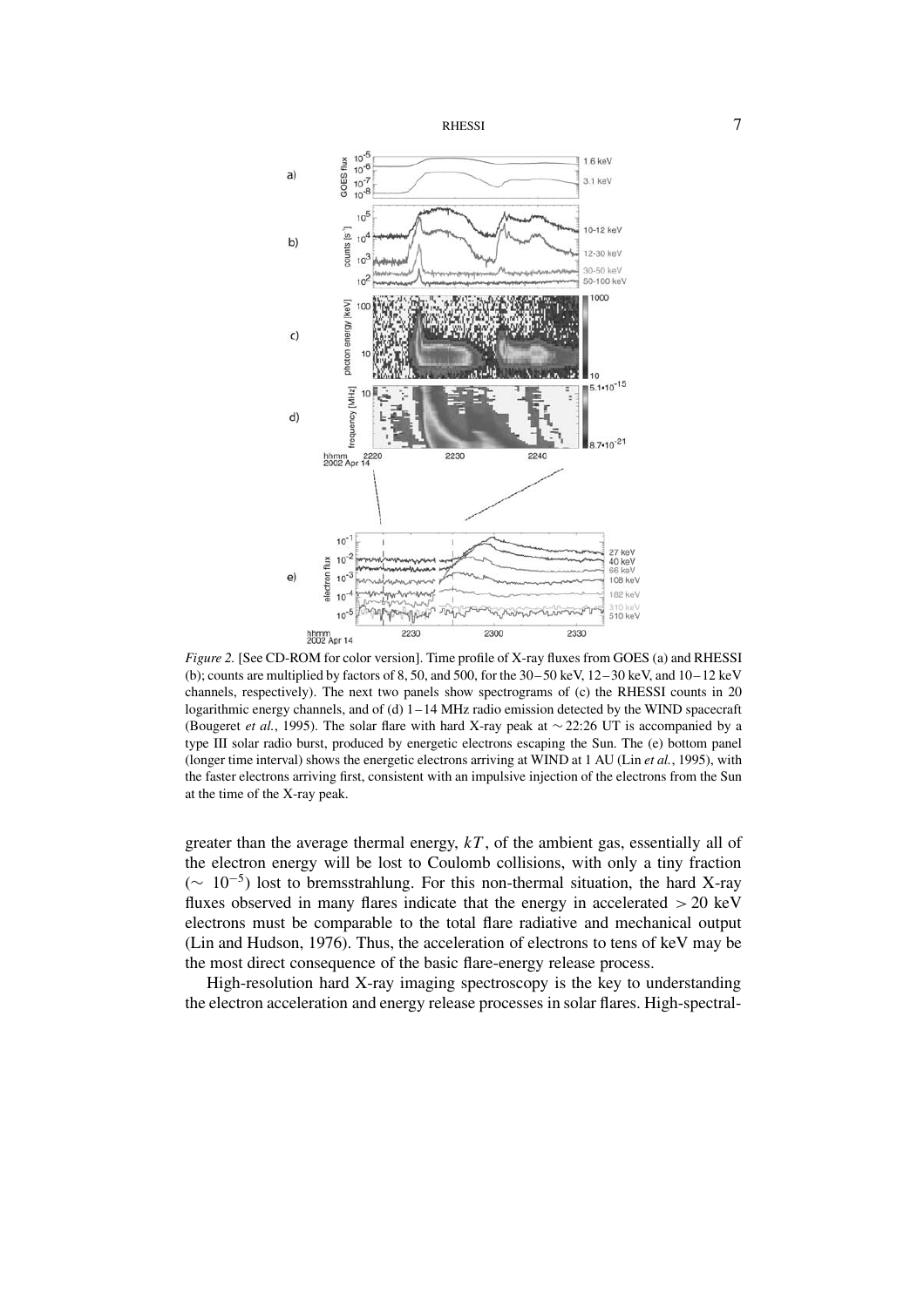*Figure 2.* [See CD-ROM for color version]. Time profile of X-ray fluxes from GOES (a) and RHESSI (b); counts are multiplied by factors of 8, 50, and 500, for the 30 – 50 keV, 12 – 30 keV, and 10 – 12 keV channels, respectively). The next two panels show spectrograms of (c) the RHESSI counts in 20 logarithmic energy channels, and of (d) 1 – 14 MHz radio emission detected by the WIND spacecraft (Bougeret *et al.*, 1995). The solar flare with hard X-ray peak at $\sim$22:26 UT is accompanied by a type III solar radio burst, produced by energetic electrons escaping the Sun. The (e) bottom panel (longer time interval) shows the energetic electrons arriving at WIND at 1 AU (Lin *et al.*, 1995), with the faster electrons arriving first, consistent with an impulsive injection of the electrons from the Sun at the time of the X-ray peak.

greater than the average thermal energy, $kT$, of the ambient gas, essentially all of the electron energy will be lost to Coulomb collisions, with only a tiny fraction ($\sim 10^{-5}$) lost to bremsstrahlung. For this non-thermal situation, the hard X-ray fluxes observed in many flares indicate that the energy in accelerated $> 20$ keV electrons must be comparable to the total flare radiative and mechanical output (Lin and Hudson, 1976). Thus, the acceleration of electrons to tens of keV may be the most direct consequence of the basic flare-energy release process.

High-resolution hard X-ray imaging spectroscopy is the key to understanding the electron acceleration and energy release processes in solar flares. High-spectral-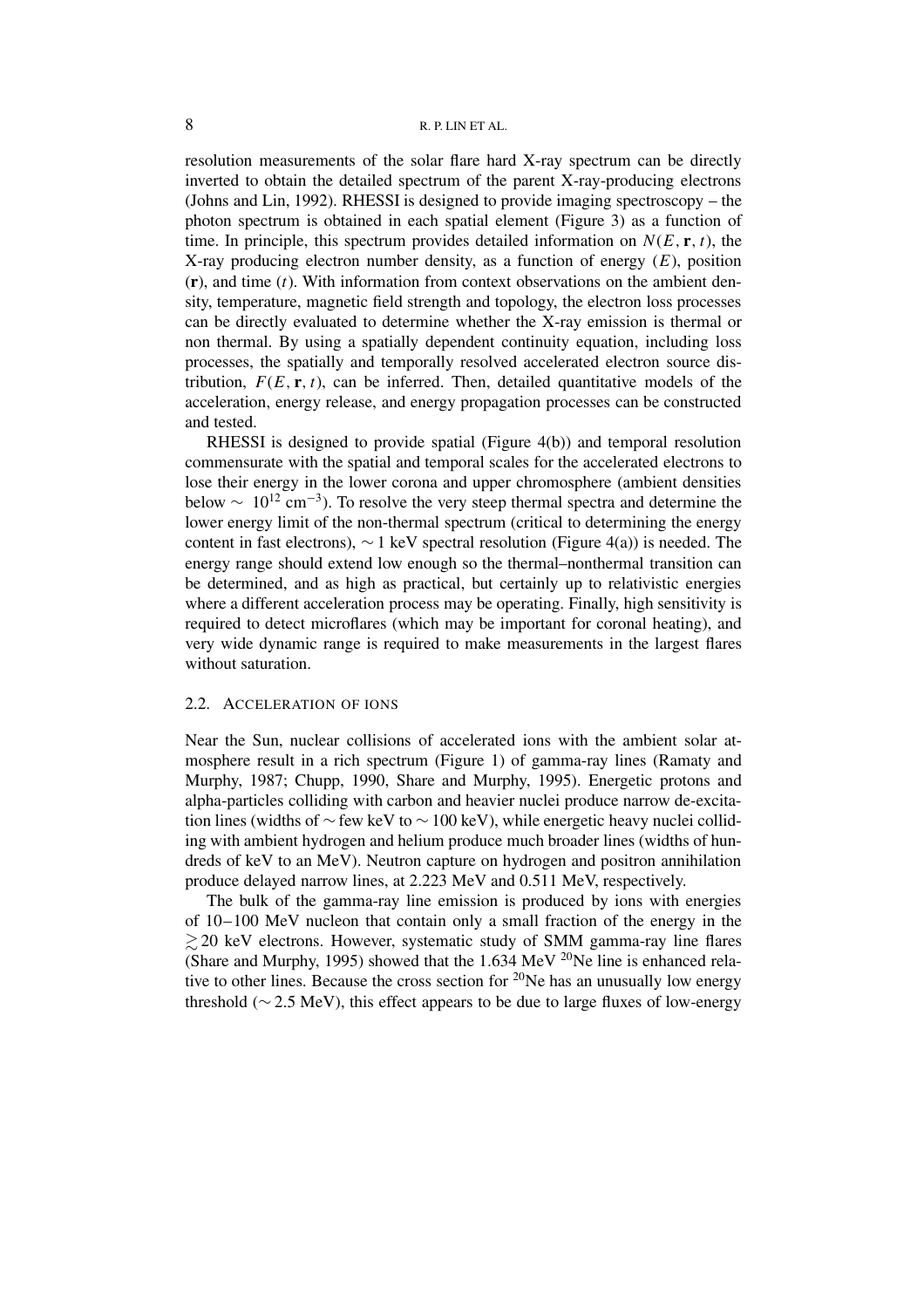resolution measurements of the solar flare hard X-ray spectrum can be directly inverted to obtain the detailed spectrum of the parent X-ray-producing electrons (Johns and Lin, 1992). RHESSI is designed to provide imaging spectroscopy – the photon spectrum is obtained in each spatial element (Figure 3) as a function of time. In principle, this spectrum provides detailed information on $N(E, \mathbf{r}, t)$, the X-ray producing electron number density, as a function of energy ($E$), position ($\mathbf{r}$), and time ($t$). With information from context observations on the ambient density, temperature, magnetic field strength and topology, the electron loss processes can be directly evaluated to determine whether the X-ray emission is thermal or non thermal. By using a spatially dependent continuity equation, including loss processes, the spatially and temporally resolved accelerated electron source distribution, $F(E, \mathbf{r}, t)$, can be inferred. Then, detailed quantitative models of the acceleration, energy release, and energy propagation processes can be constructed and tested.

RHESSI is designed to provide spatial (Figure 4(b)) and temporal resolution commensurate with the spatial and temporal scales for the accelerated electrons to lose their energy in the lower corona and upper chromosphere (ambient densities below $\sim 10^{12}$ cm$^{-3}$). To resolve the very steep thermal spectra and determine the lower energy limit of the non-thermal spectrum (critical to determining the energy content in fast electrons), $\sim 1$ keV spectral resolution (Figure 4(a)) is needed. The energy range should extend low enough so the thermal–nonthermal transition can be determined, and as high as practical, but certainly up to relativistic energies where a different acceleration process may be operating. Finally, high sensitivity is required to detect microflares (which may be important for coronal heating), and very wide dynamic range is required to make measurements in the largest flares without saturation.

### 2.2. Acceleration of Ions

Near the Sun, nuclear collisions of accelerated ions with the ambient solar atmosphere result in a rich spectrum (Figure 1) of gamma-ray lines (Ramaty and Murphy, 1987; Chupp, 1990, Share and Murphy, 1995). Energetic protons and alpha-particles colliding with carbon and heavier nuclei produce narrow de-excitation lines (widths of $\sim$ few keV to $\sim 100$ keV), while energetic heavy nuclei colliding with ambient hydrogen and helium produce much broader lines (widths of hundreds of keV to an MeV). Neutron capture on hydrogen and positron annihilation produce delayed narrow lines, at 2.223 MeV and 0.511 MeV, respectively.

The bulk of the gamma-ray line emission is produced by ions with energies of 10–100 MeV nucleon that contain only a small fraction of the energy in the $\gtrsim 20$ keV electrons. However, systematic study of SMM gamma-ray line flares (Share and Murphy, 1995) showed that the 1.634 MeV $^{20}$Ne line is enhanced relative to other lines. Because the cross section for $^{20}$Ne has an unusually low energy threshold ($\sim 2.5$ MeV), this effect appears to be due to large fluxes of low-energy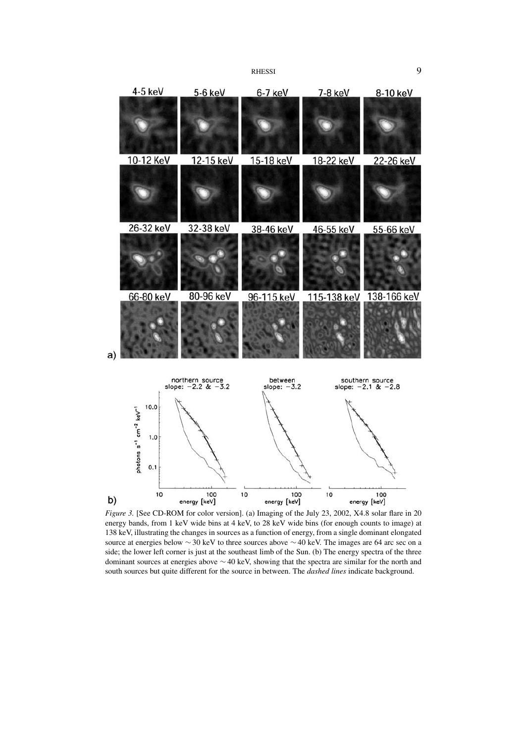*Figure 3.* [See CD-ROM for color version]. (a) Imaging of the July 23, 2002, X4.8 solar flare in 20 energy bands, from 1 keV wide bins at 4 keV, to 28 keV wide bins (for enough counts to image) at 138 keV, illustrating the changes in sources as a function of energy, from a single dominant elongated source at energies below $\sim 30$ keV to three sources above $\sim 40$ keV. The images are 64 arc sec on a side; the lower left corner is just at the southeast limb of the Sun. (b) The energy spectra of the three dominant sources at energies above $\sim 40$ keV, showing that the spectra are similar for the north and south sources but quite different for the source in between. The *dashed lines* indicate background.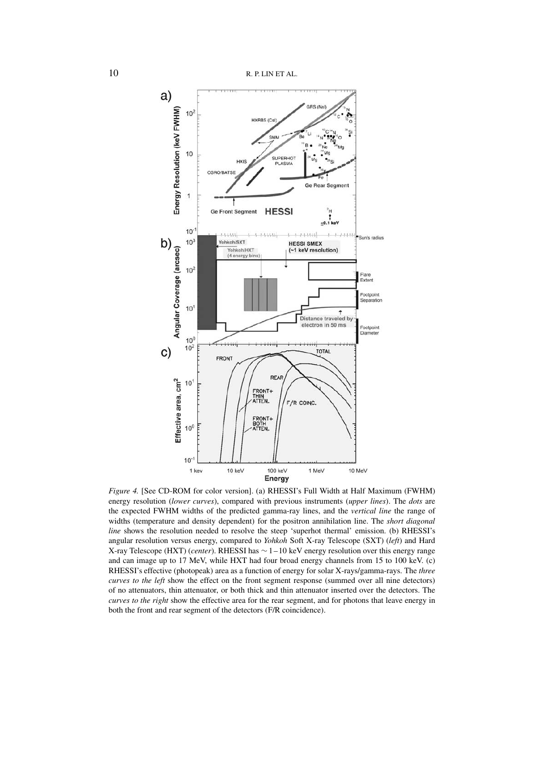*Figure 4.* [See CD-ROM for color version]. (a) RHESSI's Full Width at Half Maximum (FWHM) energy resolution (*lower curves*), compared with previous instruments (*upper lines*). The *dots* are the expected FWHM widths of the predicted gamma-ray lines, and the *vertical line* the range of widths (temperature and density dependent) for the positron annihilation line. The *short diagonal line* shows the resolution needed to resolve the steep 'superhot thermal' emission. (b) RHESSI's angular resolution versus energy, compared to *Yohkoh* Soft X-ray Telescope (SXT) (*left*) and Hard X-ray Telescope (HXT) (*center*). RHESSI has ~1–10 keV energy resolution over this energy range and can image up to 17 MeV, while HXT had four broad energy channels from 15 to 100 keV. (c) RHESSI's effective (photopeak) area as a function of energy for solar X-rays/gamma-rays. The *three curves to the left* show the effect on the front segment response (summed over all nine detectors) of no attenuators, thin attenuator, or both thick and thin attenuator inserted over the detectors. The *curves to the right* show the effective area for the rear segment, and for photons that leave energy in both the front and rear segment of the detectors (F/R coincidence).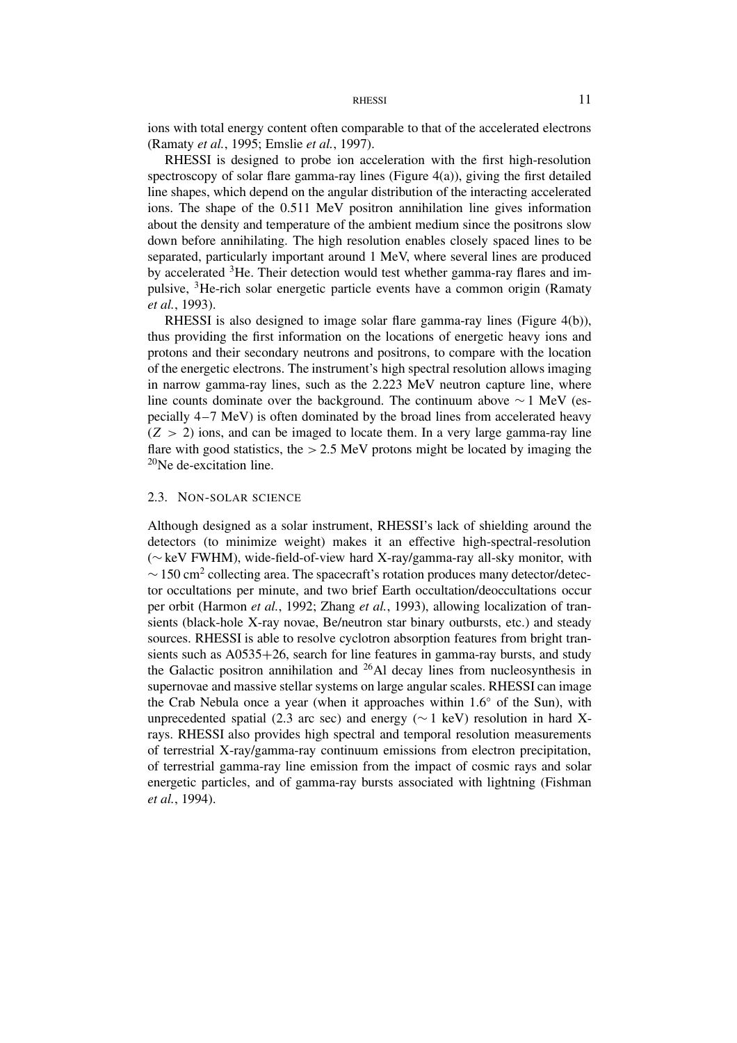ions with total energy content often comparable to that of the accelerated electrons (Ramaty *et al.*, 1995; Emslie *et al.*, 1997).

RHESSI is designed to probe ion acceleration with the first high-resolution spectroscopy of solar flare gamma-ray lines (Figure 4(a)), giving the first detailed line shapes, which depend on the angular distribution of the interacting accelerated ions. The shape of the 0.511 MeV positron annihilation line gives information about the density and temperature of the ambient medium since the positrons slow down before annihilating. The high resolution enables closely spaced lines to be separated, particularly important around 1 MeV, where several lines are produced by accelerated $^3$He. Their detection would test whether gamma-ray flares and impulsive, $^3$He-rich solar energetic particle events have a common origin (Ramaty *et al.*, 1993).

RHESSI is also designed to image solar flare gamma-ray lines (Figure 4(b)), thus providing the first information on the locations of energetic heavy ions and protons and their secondary neutrons and positrons, to compare with the location of the energetic electrons. The instrument's high spectral resolution allows imaging in narrow gamma-ray lines, such as the 2.223 MeV neutron capture line, where line counts dominate over the background. The continuum above $\sim 1$ MeV (especially 4–7 MeV) is often dominated by the broad lines from accelerated heavy ($Z > 2$) ions, and can be imaged to locate them. In a very large gamma-ray line flare with good statistics, the $> 2.5$ MeV protons might be located by imaging the $^{20}$Ne de-excitation line.

### 2.3. Non-Solar Science

Although designed as a solar instrument, RHESSI's lack of shielding around the detectors (to minimize weight) makes it an effective high-spectral-resolution ($\sim$ keV FWHM), wide-field-of-view hard X-ray/gamma-ray all-sky monitor, with $\sim 150$ cm$^2$ collecting area. The spacecraft's rotation produces many detector/detector occultations per minute, and two brief Earth occultation/deoccultations occur per orbit (Harmon *et al.*, 1992; Zhang *et al.*, 1993), allowing localization of transients (black-hole X-ray novae, Be/neutron star binary outbursts, etc.) and steady sources. RHESSI is able to resolve cyclotron absorption features from bright transients such as A0535+26, search for line features in gamma-ray bursts, and study the Galactic positron annihilation and $^{26}$Al decay lines from nucleosynthesis in supernovae and massive stellar systems on large angular scales. RHESSI can image the Crab Nebula once a year (when it approaches within $1.6^\circ$ of the Sun), with unprecedented spatial (2.3 arc sec) and energy ($\sim 1$ keV) resolution in hard X-rays. RHESSI also provides high spectral and temporal resolution measurements of terrestrial X-ray/gamma-ray continuum emissions from electron precipitation, of terrestrial gamma-ray line emission from the impact of cosmic rays and solar energetic particles, and of gamma-ray bursts associated with lightning (Fishman *et al.*, 1994).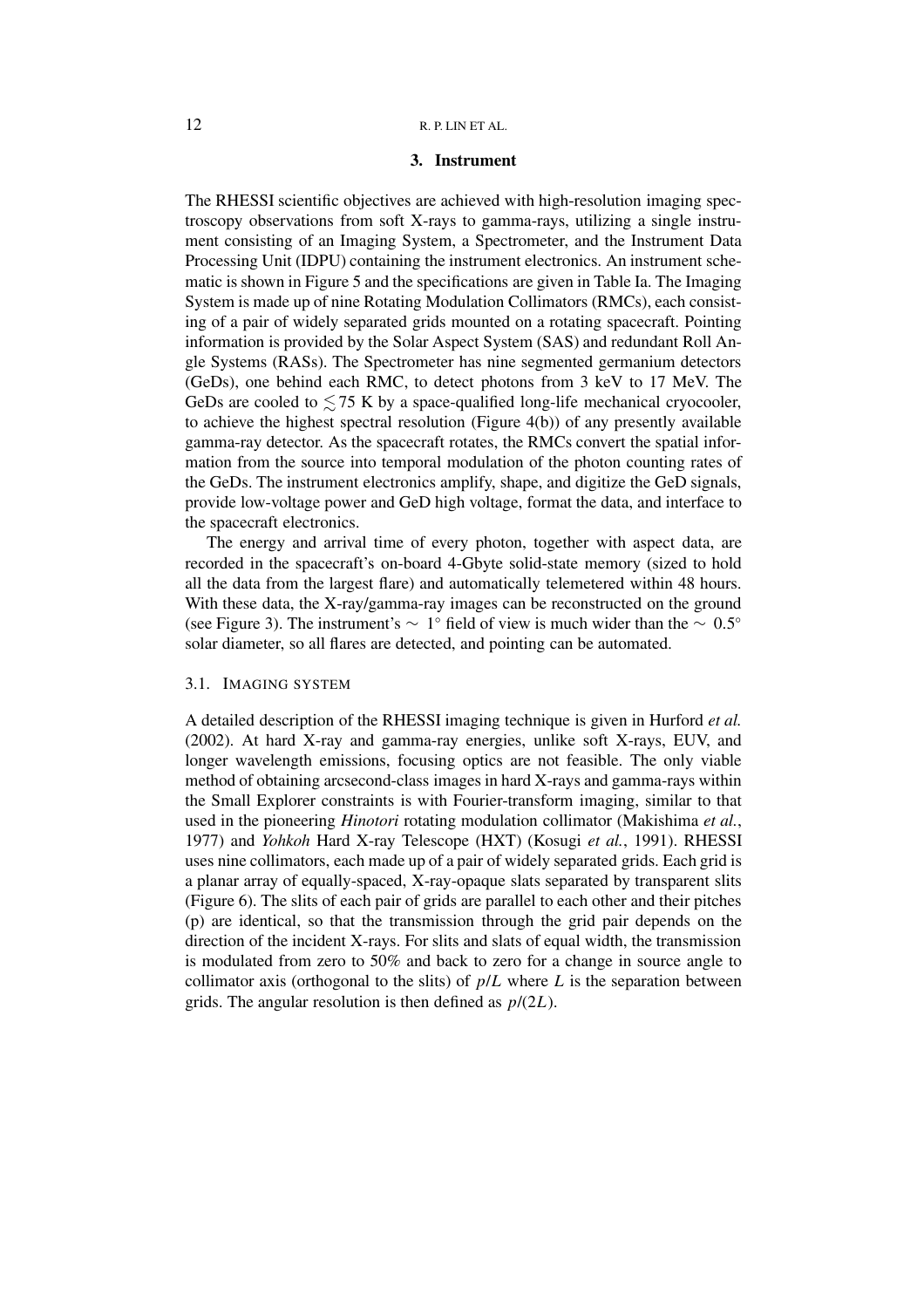## 3. Instrument

The RHESSI scientific objectives are achieved with high-resolution imaging spectroscopy observations from soft X-rays to gamma-rays, utilizing a single instrument consisting of an Imaging System, a Spectrometer, and the Instrument Data Processing Unit (IDPU) containing the instrument electronics. An instrument schematic is shown in Figure 5 and the specifications are given in Table Ia. The Imaging System is made up of nine Rotating Modulation Collimators (RMCs), each consisting of a pair of widely separated grids mounted on a rotating spacecraft. Pointing information is provided by the Solar Aspect System (SAS) and redundant Roll Angle Systems (RASs). The Spectrometer has nine segmented germanium detectors (GeDs), one behind each RMC, to detect photons from 3 keV to 17 MeV. The GeDs are cooled to $\lesssim 75$ K by a space-qualified long-life mechanical cryocooler, to achieve the highest spectral resolution (Figure 4(b)) of any presently available gamma-ray detector. As the spacecraft rotates, the RMCs convert the spatial information from the source into temporal modulation of the photon counting rates of the GeDs. The instrument electronics amplify, shape, and digitize the GeD signals, provide low-voltage power and GeD high voltage, format the data, and interface to the spacecraft electronics.

The energy and arrival time of every photon, together with aspect data, are recorded in the spacecraft's on-board 4-Gbyte solid-state memory (sized to hold all the data from the largest flare) and automatically telemetered within 48 hours. With these data, the X-ray/gamma-ray images can be reconstructed on the ground (see Figure 3). The instrument's $\sim 1°$ field of view is much wider than the $\sim 0.5°$ solar diameter, so all flares are detected, and pointing can be automated.

### 3.1. Imaging System

A detailed description of the RHESSI imaging technique is given in Hurford *et al.* (2002). At hard X-ray and gamma-ray energies, unlike soft X-rays, EUV, and longer wavelength emissions, focusing optics are not feasible. The only viable method of obtaining arcsecond-class images in hard X-rays and gamma-rays within the Small Explorer constraints is with Fourier-transform imaging, similar to that used in the pioneering *Hinotori* rotating modulation collimator (Makishima *et al.*, 1977) and *Yohkoh* Hard X-ray Telescope (HXT) (Kosugi *et al.*, 1991). RHESSI uses nine collimators, each made up of a pair of widely separated grids. Each grid is a planar array of equally-spaced, X-ray-opaque slats separated by transparent slits (Figure 6). The slits of each pair of grids are parallel to each other and their pitches (p) are identical, so that the transmission through the grid pair depends on the direction of the incident X-rays. For slits and slats of equal width, the transmission is modulated from zero to 50% and back to zero for a change in source angle to collimator axis (orthogonal to the slits) of $p/L$ where $L$ is the separation between grids. The angular resolution is then defined as $p/(2L)$.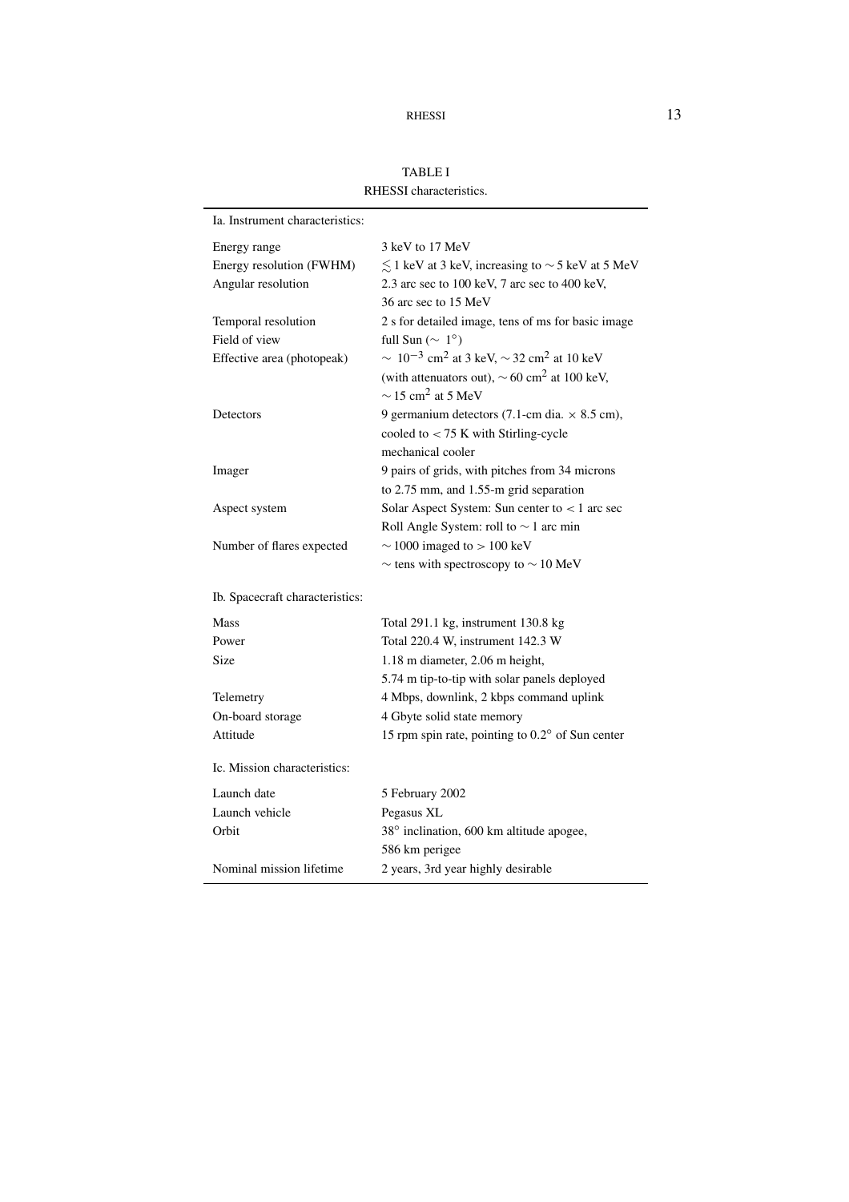TABLE I
RHESSI characteristics.

| Ia. Instrument characteristics: | |
|---|---|
| Energy range | 3 keV to 17 MeV |
| Energy resolution (FWHM) | $\lesssim$ 1 keV at 3 keV, increasing to $\sim$ 5 keV at 5 MeV |
| Angular resolution | 2.3 arc sec to 100 keV, 7 arc sec to 400 keV, 36 arc sec to 15 MeV |
| Temporal resolution | 2 s for detailed image, tens of ms for basic image |
| Field of view | full Sun ($\sim$ 1°) |
| Effective area (photopeak) | $\sim$ $10^{-3}$ cm$^2$ at 3 keV, $\sim$ 32 cm$^2$ at 10 keV (with attenuators out), $\sim$ 60 cm$^2$ at 100 keV, $\sim$ 15 cm$^2$ at 5 MeV |
| Detectors | 9 germanium detectors (7.1-cm dia. $\times$ 8.5 cm), cooled to $<$ 75 K with Stirling-cycle mechanical cooler |
| Imager | 9 pairs of grids, with pitches from 34 microns to 2.75 mm, and 1.55-m grid separation |
| Aspect system | Solar Aspect System: Sun center to $<$ 1 arc sec<br>Roll Angle System: roll to $\sim$ 1 arc min |
| Number of flares expected | $\sim$ 1000 imaged to $>$ 100 keV<br>$\sim$ tens with spectroscopy to $\sim$ 10 MeV |
| **Ib. Spacecraft characteristics:** | |
| Mass | Total 291.1 kg, instrument 130.8 kg |
| Power | Total 220.4 W, instrument 142.3 W |
| Size | 1.18 m diameter, 2.06 m height, 5.74 m tip-to-tip with solar panels deployed |
| Telemetry | 4 Mbps, downlink, 2 kbps command uplink |
| On-board storage | 4 Gbyte solid state memory |
| Attitude | 15 rpm spin rate, pointing to 0.2° of Sun center |
| **Ic. Mission characteristics:** | |
| Launch date | 5 February 2002 |
| Launch vehicle | Pegasus XL |
| Orbit | 38° inclination, 600 km altitude apogee, 586 km perigee |
| Nominal mission lifetime | 2 years, 3rd year highly desirable |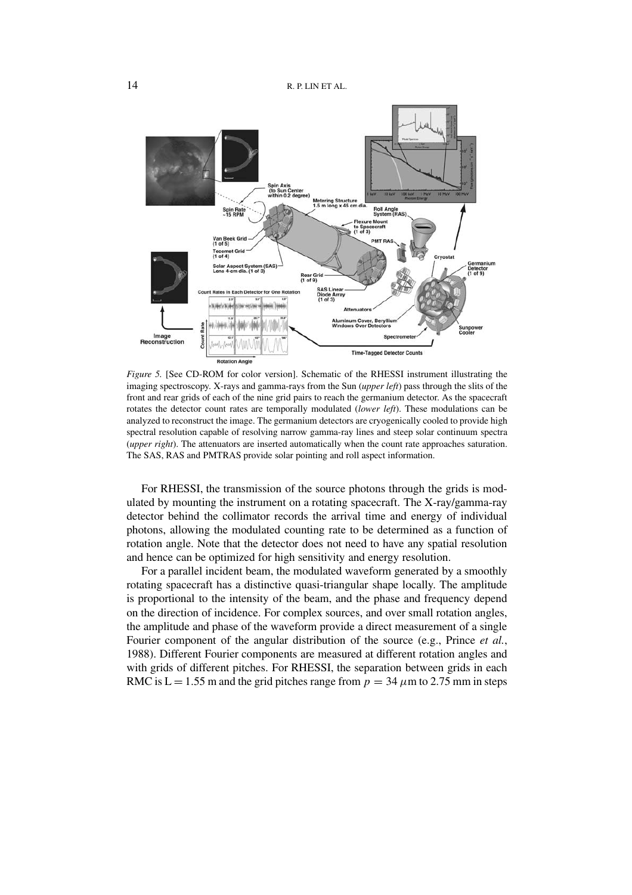*Figure 5.* [See CD-ROM for color version]. Schematic of the RHESSI instrument illustrating the imaging spectroscopy. X-rays and gamma-rays from the Sun (*upper left*) pass through the slits of the front and rear grids of each of the nine grid pairs to reach the germanium detector. As the spacecraft rotates the detector count rates are temporally modulated (*lower left*). These modulations can be analyzed to reconstruct the image. The germanium detectors are cryogenically cooled to provide high spectral resolution capable of resolving narrow gamma-ray lines and steep solar continuum spectra (*upper right*). The attenuators are inserted automatically when the count rate approaches saturation. The SAS, RAS and PMTRAS provide solar pointing and roll aspect information.

For RHESSI, the transmission of the source photons through the grids is modulated by mounting the instrument on a rotating spacecraft. The X-ray/gamma-ray detector behind the collimator records the arrival time and energy of individual photons, allowing the modulated counting rate to be determined as a function of rotation angle. Note that the detector does not need to have any spatial resolution and hence can be optimized for high sensitivity and energy resolution.

For a parallel incident beam, the modulated waveform generated by a smoothly rotating spacecraft has a distinctive quasi-triangular shape locally. The amplitude is proportional to the intensity of the beam, and the phase and frequency depend on the direction of incidence. For complex sources, and over small rotation angles, the amplitude and phase of the waveform provide a direct measurement of a single Fourier component of the angular distribution of the source (e.g., Prince *et al.*, 1988). Different Fourier components are measured at different rotation angles and with grids of different pitches. For RHESSI, the separation between grids in each RMC is L = 1.55 m and the grid pitches range from $p = 34\ \mu$m to 2.75 mm in steps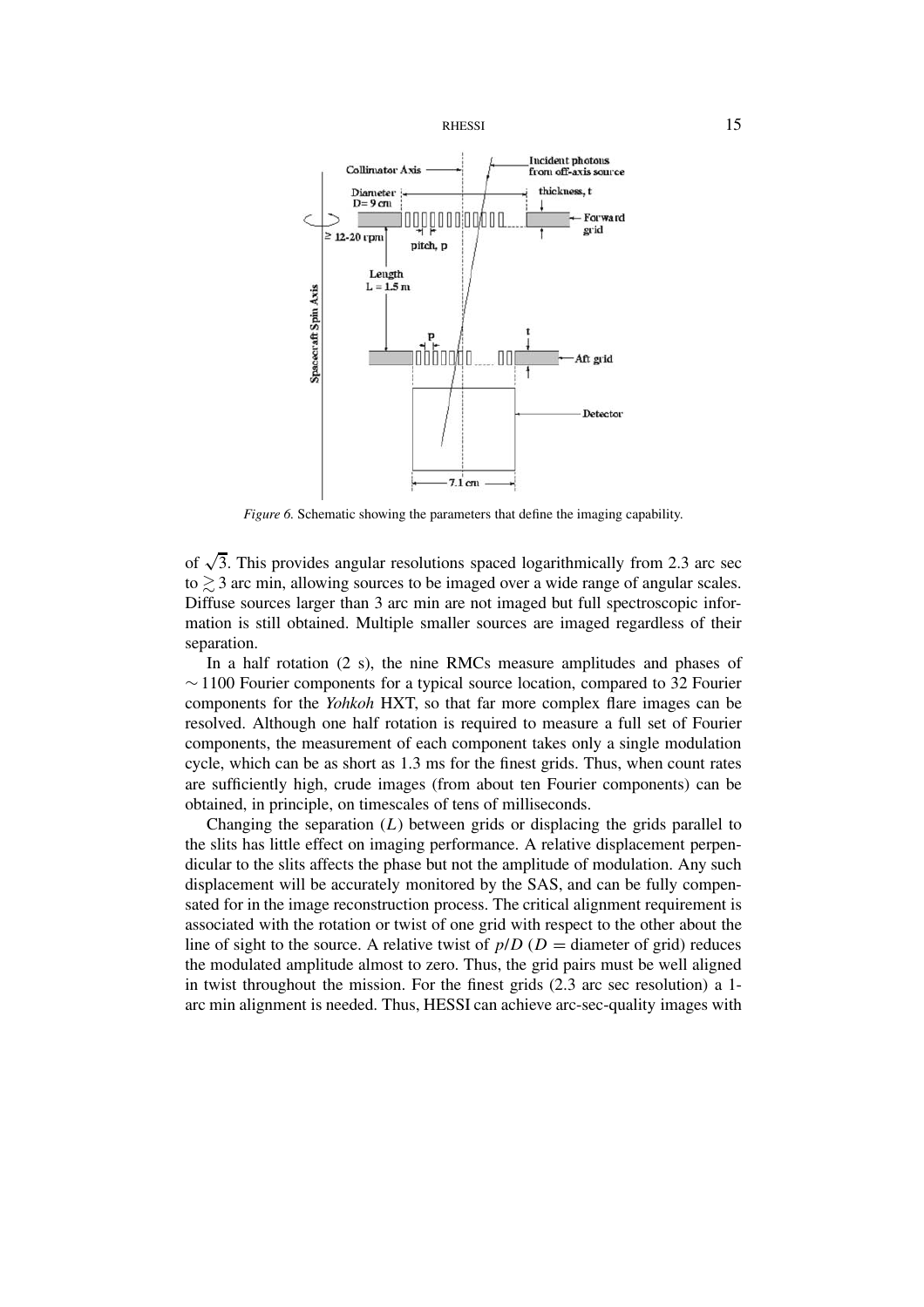*Figure 6.* Schematic showing the parameters that define the imaging capability.

of $\sqrt{3}$. This provides angular resolutions spaced logarithmically from 2.3 arc sec to $\gtrsim 3$ arc min, allowing sources to be imaged over a wide range of angular scales. Diffuse sources larger than 3 arc min are not imaged but full spectroscopic information is still obtained. Multiple smaller sources are imaged regardless of their separation.

In a half rotation (2 s), the nine RMCs measure amplitudes and phases of $\sim 1100$ Fourier components for a typical source location, compared to 32 Fourier components for the *Yohkoh* HXT, so that far more complex flare images can be resolved. Although one half rotation is required to measure a full set of Fourier components, the measurement of each component takes only a single modulation cycle, which can be as short as 1.3 ms for the finest grids. Thus, when count rates are sufficiently high, crude images (from about ten Fourier components) can be obtained, in principle, on timescales of tens of milliseconds.

Changing the separation ($L$) between grids or displacing the grids parallel to the slits has little effect on imaging performance. A relative displacement perpendicular to the slits affects the phase but not the amplitude of modulation. Any such displacement will be accurately monitored by the SAS, and can be fully compensated for in the image reconstruction process. The critical alignment requirement is associated with the rotation or twist of one grid with respect to the other about the line of sight to the source. A relative twist of $p/D$ ($D =$ diameter of grid) reduces the modulated amplitude almost to zero. Thus, the grid pairs must be well aligned in twist throughout the mission. For the finest grids (2.3 arc sec resolution) a 1-arc min alignment is needed. Thus, HESSI can achieve arc-sec-quality images with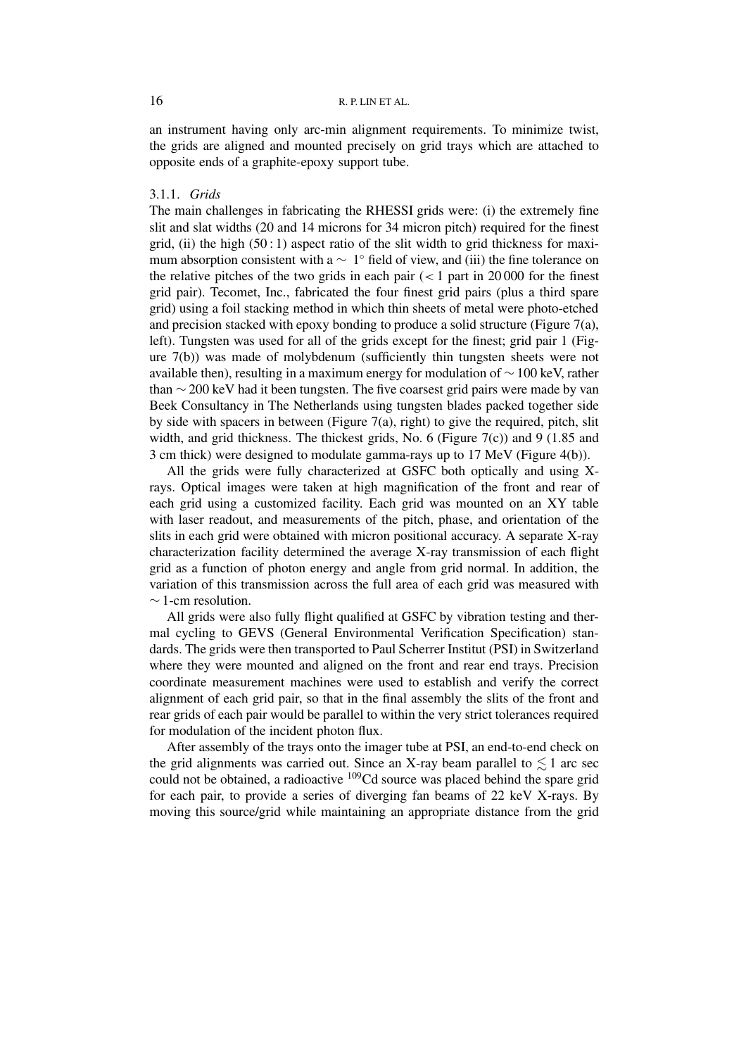an instrument having only arc-min alignment requirements. To minimize twist, the grids are aligned and mounted precisely on grid trays which are attached to opposite ends of a graphite-epoxy support tube.

#### 3.1.1. *Grids*

The main challenges in fabricating the RHESSI grids were: (i) the extremely fine slit and slat widths (20 and 14 microns for 34 micron pitch) required for the finest grid, (ii) the high (50 : 1) aspect ratio of the slit width to grid thickness for maximum absorption consistent with a $\sim 1^{\circ}$ field of view, and (iii) the fine tolerance on the relative pitches of the two grids in each pair ($< 1$ part in 20 000 for the finest grid pair). Tecomet, Inc., fabricated the four finest grid pairs (plus a third spare grid) using a foil stacking method in which thin sheets of metal were photo-etched and precision stacked with epoxy bonding to produce a solid structure (Figure 7(a), left). Tungsten was used for all of the grids except for the finest; grid pair 1 (Figure 7(b)) was made of molybdenum (sufficiently thin tungsten sheets were not available then), resulting in a maximum energy for modulation of $\sim 100$ keV, rather than $\sim 200$ keV had it been tungsten. The five coarsest grid pairs were made by van Beek Consultancy in The Netherlands using tungsten blades packed together side by side with spacers in between (Figure 7(a), right) to give the required, pitch, slit width, and grid thickness. The thickest grids, No. 6 (Figure 7(c)) and 9 (1.85 and 3 cm thick) were designed to modulate gamma-rays up to 17 MeV (Figure 4(b)).

All the grids were fully characterized at GSFC both optically and using X-rays. Optical images were taken at high magnification of the front and rear of each grid using a customized facility. Each grid was mounted on an XY table with laser readout, and measurements of the pitch, phase, and orientation of the slits in each grid were obtained with micron positional accuracy. A separate X-ray characterization facility determined the average X-ray transmission of each flight grid as a function of photon energy and angle from grid normal. In addition, the variation of this transmission across the full area of each grid was measured with $\sim 1$-cm resolution.

All grids were also fully flight qualified at GSFC by vibration testing and thermal cycling to GEVS (General Environmental Verification Specification) standards. The grids were then transported to Paul Scherrer Institut (PSI) in Switzerland where they were mounted and aligned on the front and rear end trays. Precision coordinate measurement machines were used to establish and verify the correct alignment of each grid pair, so that in the final assembly the slits of the front and rear grids of each pair would be parallel to within the very strict tolerances required for modulation of the incident photon flux.

After assembly of the trays onto the imager tube at PSI, an end-to-end check on the grid alignments was carried out. Since an X-ray beam parallel to $\lesssim 1$ arc sec could not be obtained, a radioactive $^{109}$Cd source was placed behind the spare grid for each pair, to provide a series of diverging fan beams of 22 keV X-rays. By moving this source/grid while maintaining an appropriate distance from the grid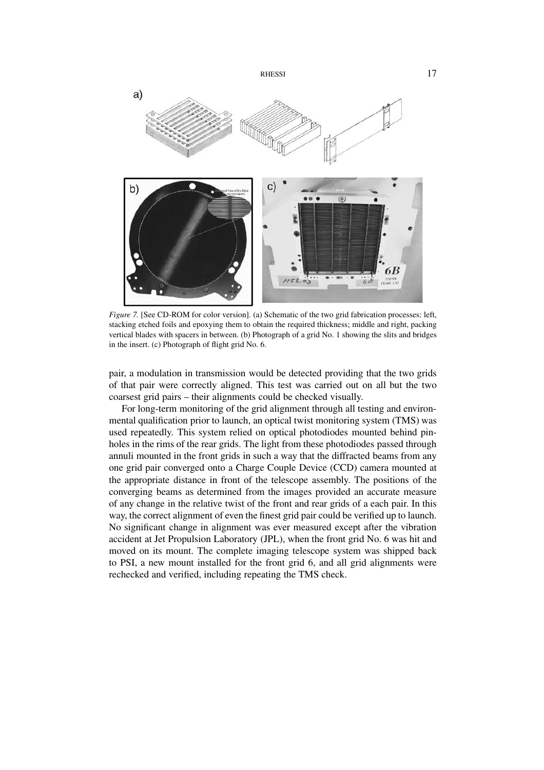*Figure 7.* [See CD-ROM for color version]. (a) Schematic of the two grid fabrication processes: left, stacking etched foils and epoxying them to obtain the required thickness; middle and right, packing vertical blades with spacers in between. (b) Photograph of a grid No. 1 showing the slits and bridges in the insert. (c) Photograph of flight grid No. 6.

pair, a modulation in transmission would be detected providing that the two grids of that pair were correctly aligned. This test was carried out on all but the two coarsest grid pairs – their alignments could be checked visually.

For long-term monitoring of the grid alignment through all testing and environmental qualification prior to launch, an optical twist monitoring system (TMS) was used repeatedly. This system relied on optical photodiodes mounted behind pinholes in the rims of the rear grids. The light from these photodiodes passed through annuli mounted in the front grids in such a way that the diffracted beams from any one grid pair converged onto a Charge Couple Device (CCD) camera mounted at the appropriate distance in front of the telescope assembly. The positions of the converging beams as determined from the images provided an accurate measure of any change in the relative twist of the front and rear grids of a each pair. In this way, the correct alignment of even the finest grid pair could be verified up to launch. No significant change in alignment was ever measured except after the vibration accident at Jet Propulsion Laboratory (JPL), when the front grid No. 6 was hit and moved on its mount. The complete imaging telescope system was shipped back to PSI, a new mount installed for the front grid 6, and all grid alignments were rechecked and verified, including repeating the TMS check.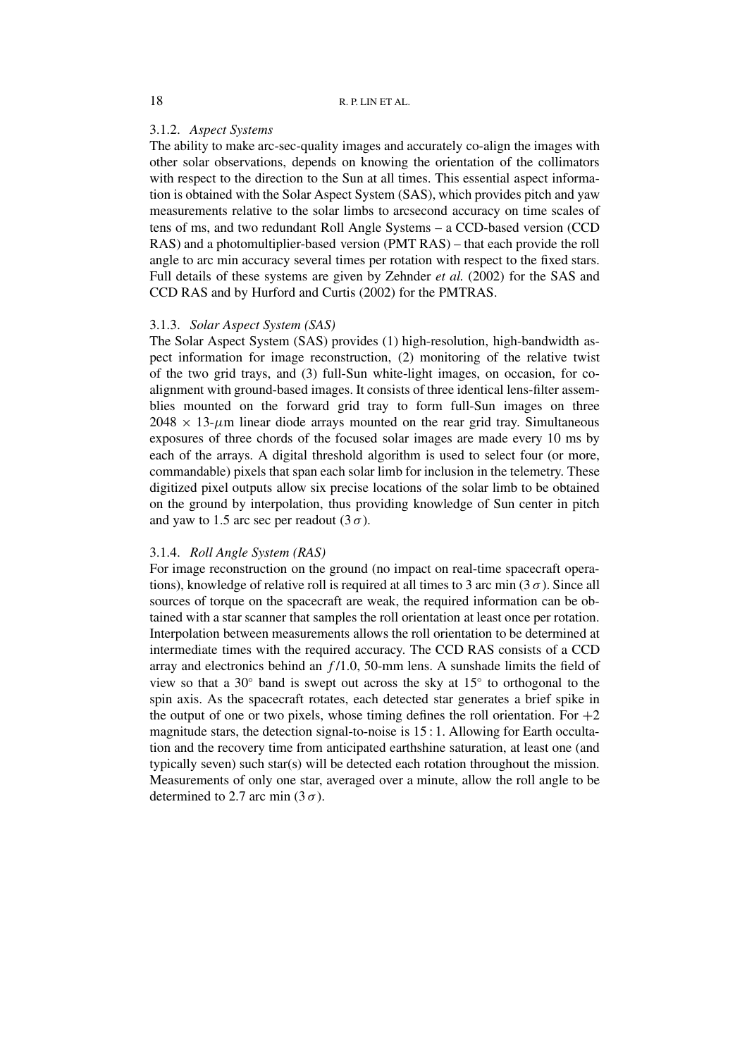### 3.1.2. *Aspect Systems*

The ability to make arc-sec-quality images and accurately co-align the images with other solar observations, depends on knowing the orientation of the collimators with respect to the direction to the Sun at all times. This essential aspect information is obtained with the Solar Aspect System (SAS), which provides pitch and yaw measurements relative to the solar limbs to arcsecond accuracy on time scales of tens of ms, and two redundant Roll Angle Systems – a CCD-based version (CCD RAS) and a photomultiplier-based version (PMT RAS) – that each provide the roll angle to arc min accuracy several times per rotation with respect to the fixed stars. Full details of these systems are given by Zehnder *et al.* (2002) for the SAS and CCD RAS and by Hurford and Curtis (2002) for the PMTRAS.

### 3.1.3. *Solar Aspect System (SAS)*

The Solar Aspect System (SAS) provides (1) high-resolution, high-bandwidth aspect information for image reconstruction, (2) monitoring of the relative twist of the two grid trays, and (3) full-Sun white-light images, on occasion, for co-alignment with ground-based images. It consists of three identical lens-filter assemblies mounted on the forward grid tray to form full-Sun images on three $2048 \times 13$-$\mu$m linear diode arrays mounted on the rear grid tray. Simultaneous exposures of three chords of the focused solar images are made every 10 ms by each of the arrays. A digital threshold algorithm is used to select four (or more, commandable) pixels that span each solar limb for inclusion in the telemetry. These digitized pixel outputs allow six precise locations of the solar limb to be obtained on the ground by interpolation, thus providing knowledge of Sun center in pitch and yaw to 1.5 arc sec per readout ($3\,\sigma$).

### 3.1.4. *Roll Angle System (RAS)*

For image reconstruction on the ground (no impact on real-time spacecraft operations), knowledge of relative roll is required at all times to 3 arc min ($3\,\sigma$). Since all sources of torque on the spacecraft are weak, the required information can be obtained with a star scanner that samples the roll orientation at least once per rotation. Interpolation between measurements allows the roll orientation to be determined at intermediate times with the required accuracy. The CCD RAS consists of a CCD array and electronics behind an $f/1.0$, 50-mm lens. A sunshade limits the field of view so that a 30° band is swept out across the sky at 15° to orthogonal to the spin axis. As the spacecraft rotates, each detected star generates a brief spike in the output of one or two pixels, whose timing defines the roll orientation. For $+2$ magnitude stars, the detection signal-to-noise is 15 : 1. Allowing for Earth occultation and the recovery time from anticipated earthshine saturation, at least one (and typically seven) such star(s) will be detected each rotation throughout the mission. Measurements of only one star, averaged over a minute, allow the roll angle to be determined to 2.7 arc min ($3\,\sigma$).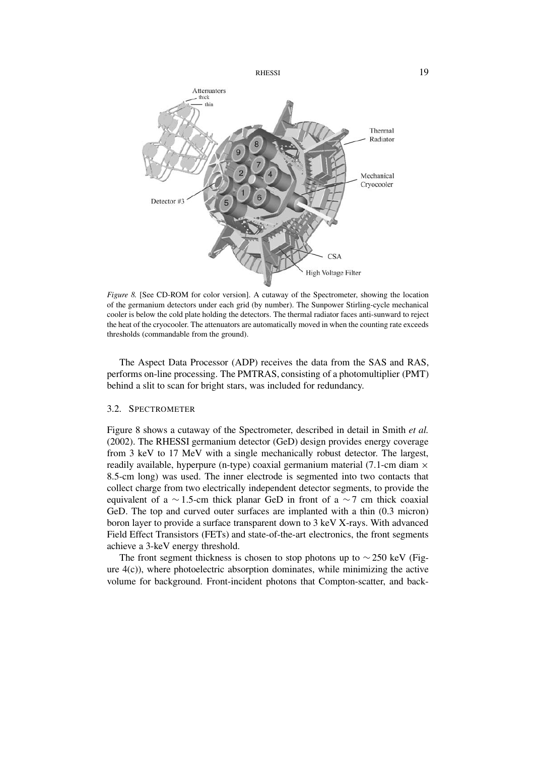*Figure 8.* [See CD-ROM for color version]. A cutaway of the Spectrometer, showing the location of the germanium detectors under each grid (by number). The Sunpower Stirling-cycle mechanical cooler is below the cold plate holding the detectors. The thermal radiator faces anti-sunward to reject the heat of the cryocooler. The attenuators are automatically moved in when the counting rate exceeds thresholds (commandable from the ground).

The Aspect Data Processor (ADP) receives the data from the SAS and RAS, performs on-line processing. The PMTRAS, consisting of a photomultiplier (PMT) behind a slit to scan for bright stars, was included for redundancy.

### 3.2. Spectrometer

Figure 8 shows a cutaway of the Spectrometer, described in detail in Smith *et al.* (2002). The RHESSI germanium detector (GeD) design provides energy coverage from 3 keV to 17 MeV with a single mechanically robust detector. The largest, readily available, hyperpure (n-type) coaxial germanium material (7.1-cm diam $\times$ 8.5-cm long) was used. The inner electrode is segmented into two contacts that collect charge from two electrically independent detector segments, to provide the equivalent of a $\sim 1.5$-cm thick planar GeD in front of a $\sim 7$ cm thick coaxial GeD. The top and curved outer surfaces are implanted with a thin (0.3 micron) boron layer to provide a surface transparent down to 3 keV X-rays. With advanced Field Effect Transistors (FETs) and state-of-the-art electronics, the front segments achieve a 3-keV energy threshold.

The front segment thickness is chosen to stop photons up to $\sim 250$ keV (Figure 4(c)), where photoelectric absorption dominates, while minimizing the active volume for background. Front-incident photons that Compton-scatter, and back-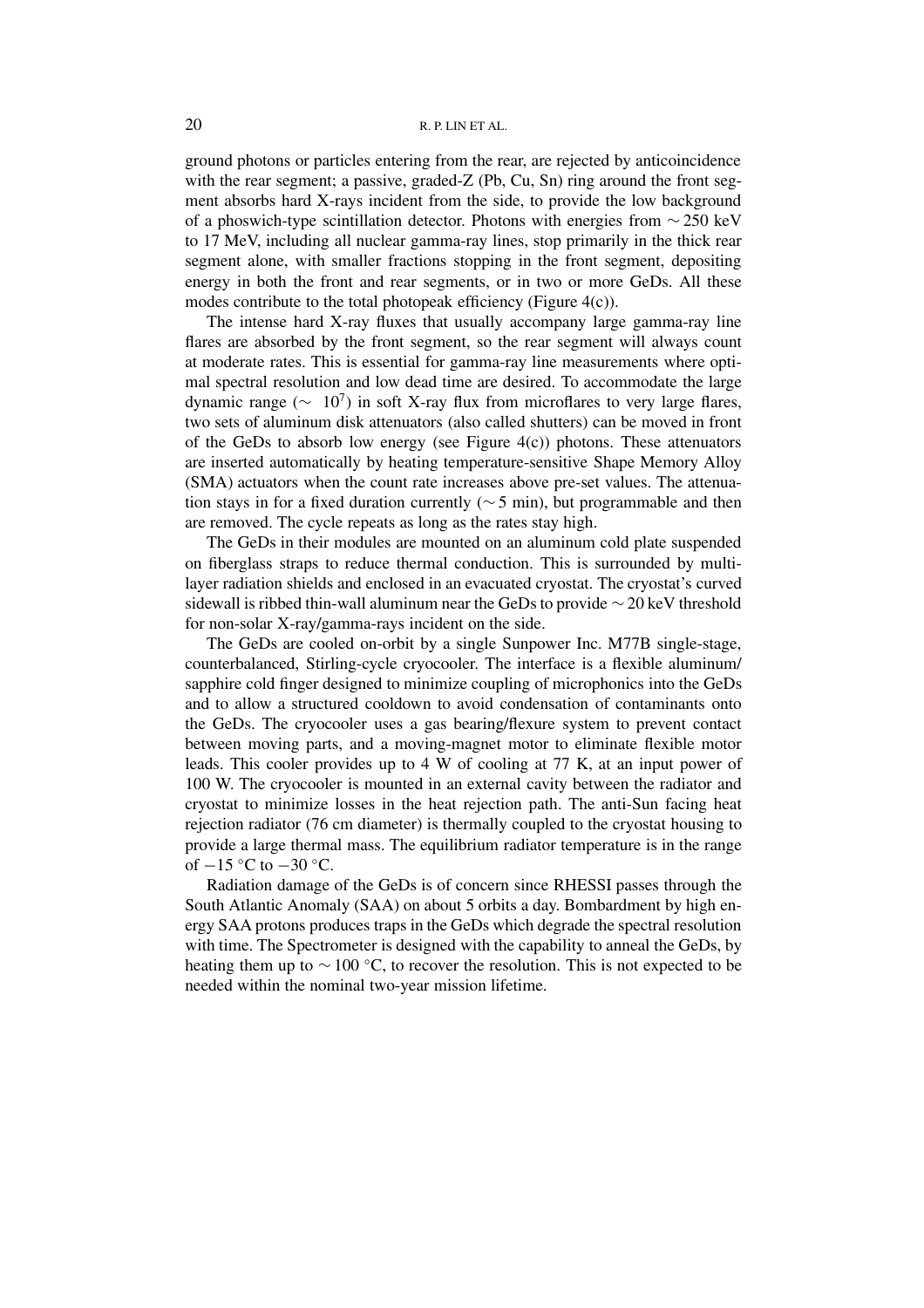ground photons or particles entering from the rear, are rejected by anticoincidence with the rear segment; a passive, graded-Z (Pb, Cu, Sn) ring around the front segment absorbs hard X-rays incident from the side, to provide the low background of a phoswich-type scintillation detector. Photons with energies from $\sim 250$ keV to 17 MeV, including all nuclear gamma-ray lines, stop primarily in the thick rear segment alone, with smaller fractions stopping in the front segment, depositing energy in both the front and rear segments, or in two or more GeDs. All these modes contribute to the total photopeak efficiency (Figure 4(c)).

The intense hard X-ray fluxes that usually accompany large gamma-ray line flares are absorbed by the front segment, so the rear segment will always count at moderate rates. This is essential for gamma-ray line measurements where optimal spectral resolution and low dead time are desired. To accommodate the large dynamic range ($\sim 10^7$) in soft X-ray flux from microflares to very large flares, two sets of aluminum disk attenuators (also called shutters) can be moved in front of the GeDs to absorb low energy (see Figure 4(c)) photons. These attenuators are inserted automatically by heating temperature-sensitive Shape Memory Alloy (SMA) actuators when the count rate increases above pre-set values. The attenuation stays in for a fixed duration currently ($\sim 5$ min), but programmable and then are removed. The cycle repeats as long as the rates stay high.

The GeDs in their modules are mounted on an aluminum cold plate suspended on fiberglass straps to reduce thermal conduction. This is surrounded by multilayer radiation shields and enclosed in an evacuated cryostat. The cryostat's curved sidewall is ribbed thin-wall aluminum near the GeDs to provide $\sim 20$ keV threshold for non-solar X-ray/gamma-rays incident on the side.

The GeDs are cooled on-orbit by a single Sunpower Inc. M77B single-stage, counterbalanced, Stirling-cycle cryocooler. The interface is a flexible aluminum/sapphire cold finger designed to minimize coupling of microphonics into the GeDs and to allow a structured cooldown to avoid condensation of contaminants onto the GeDs. The cryocooler uses a gas bearing/flexure system to prevent contact between moving parts, and a moving-magnet motor to eliminate flexible motor leads. This cooler provides up to 4 W of cooling at 77 K, at an input power of 100 W. The cryocooler is mounted in an external cavity between the radiator and cryostat to minimize losses in the heat rejection path. The anti-Sun facing heat rejection radiator (76 cm diameter) is thermally coupled to the cryostat housing to provide a large thermal mass. The equilibrium radiator temperature is in the range of $-15$ °C to $-30$ °C.

Radiation damage of the GeDs is of concern since RHESSI passes through the South Atlantic Anomaly (SAA) on about 5 orbits a day. Bombardment by high energy SAA protons produces traps in the GeDs which degrade the spectral resolution with time. The Spectrometer is designed with the capability to anneal the GeDs, by heating them up to $\sim 100$ °C, to recover the resolution. This is not expected to be needed within the nominal two-year mission lifetime.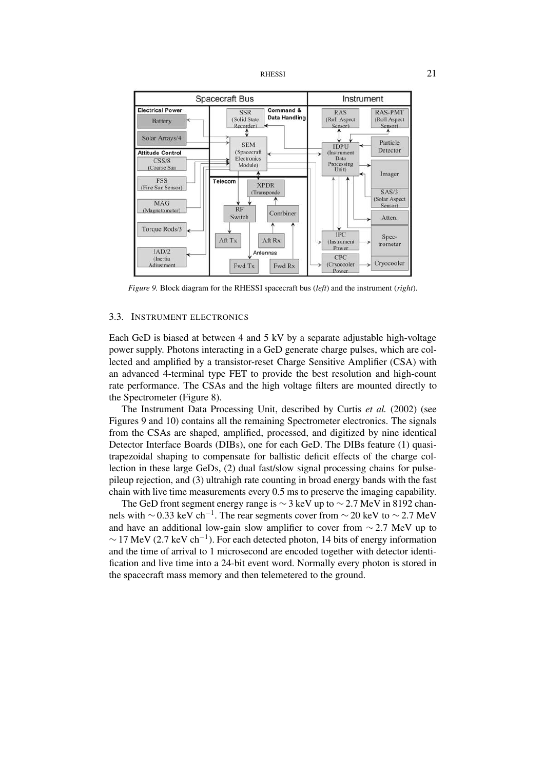*Figure 9.* Block diagram for the RHESSI spacecraft bus (*left*) and the instrument (*right*).

### 3.3. Instrument Electronics

Each GeD is biased at between 4 and 5 kV by a separate adjustable high-voltage power supply. Photons interacting in a GeD generate charge pulses, which are collected and amplified by a transistor-reset Charge Sensitive Amplifier (CSA) with an advanced 4-terminal type FET to provide the best resolution and high-count rate performance. The CSAs and the high voltage filters are mounted directly to the Spectrometer (Figure 8).

The Instrument Data Processing Unit, described by Curtis *et al.* (2002) (see Figures 9 and 10) contains all the remaining Spectrometer electronics. The signals from the CSAs are shaped, amplified, processed, and digitized by nine identical Detector Interface Boards (DIBs), one for each GeD. The DIBs feature (1) quasi-trapezoidal shaping to compensate for ballistic deficit effects of the charge collection in these large GeDs, (2) dual fast/slow signal processing chains for pulse-pileup rejection, and (3) ultrahigh rate counting in broad energy bands with the fast chain with live time measurements every 0.5 ms to preserve the imaging capability.

The GeD front segment energy range is $\sim 3$ keV up to $\sim 2.7$ MeV in 8192 channels with $\sim 0.33$ keV ch$^{-1}$. The rear segments cover from $\sim 20$ keV to $\sim 2.7$ MeV and have an additional low-gain slow amplifier to cover from $\sim 2.7$ MeV up to $\sim 17$ MeV (2.7 keV ch$^{-1}$). For each detected photon, 14 bits of energy information and the time of arrival to 1 microsecond are encoded together with detector identification and live time into a 24-bit event word. Normally every photon is stored in the spacecraft mass memory and then telemetered to the ground.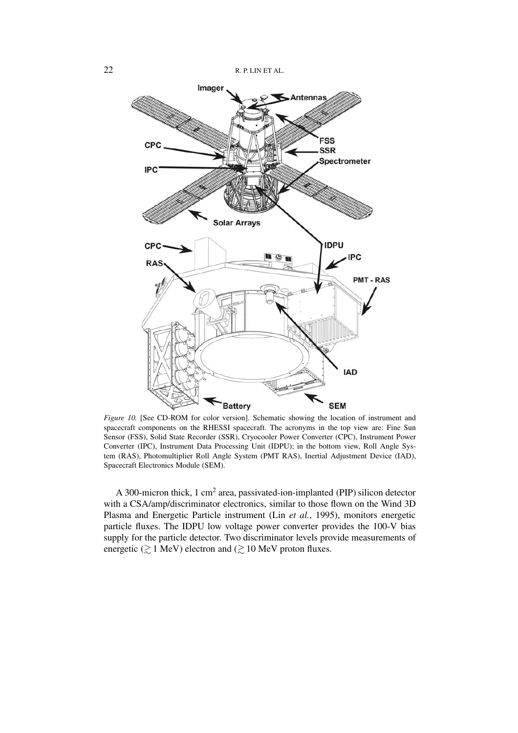*Figure 10.* [See CD-ROM for color version]. Schematic showing the location of instrument and spacecraft components on the RHESSI spacecraft. The acronyms in the top view are: Fine Sun Sensor (FSS), Solid State Recorder (SSR), Cryocooler Power Converter (CPC), Instrument Power Converter (IPC), Instrument Data Processing Unit (IDPU); in the bottom view, Roll Angle System (RAS), Photomultiplier Roll Angle System (PMT RAS), Inertial Adjustment Device (IAD), Spacecraft Electronics Module (SEM).

A 300-micron thick, 1 $\mathrm{cm}^2$ area, passivated-ion-implanted (PIP) silicon detector with a CSA/amp/discriminator electronics, similar to those flown on the Wind 3D Plasma and Energetic Particle instrument (Lin *et al.*, 1995), monitors energetic particle fluxes. The IDPU low voltage power converter provides the 100-V bias supply for the particle detector. Two discriminator levels provide measurements of energetic ($\gtrsim 1$ MeV) electron and ($\gtrsim 10$ MeV proton fluxes.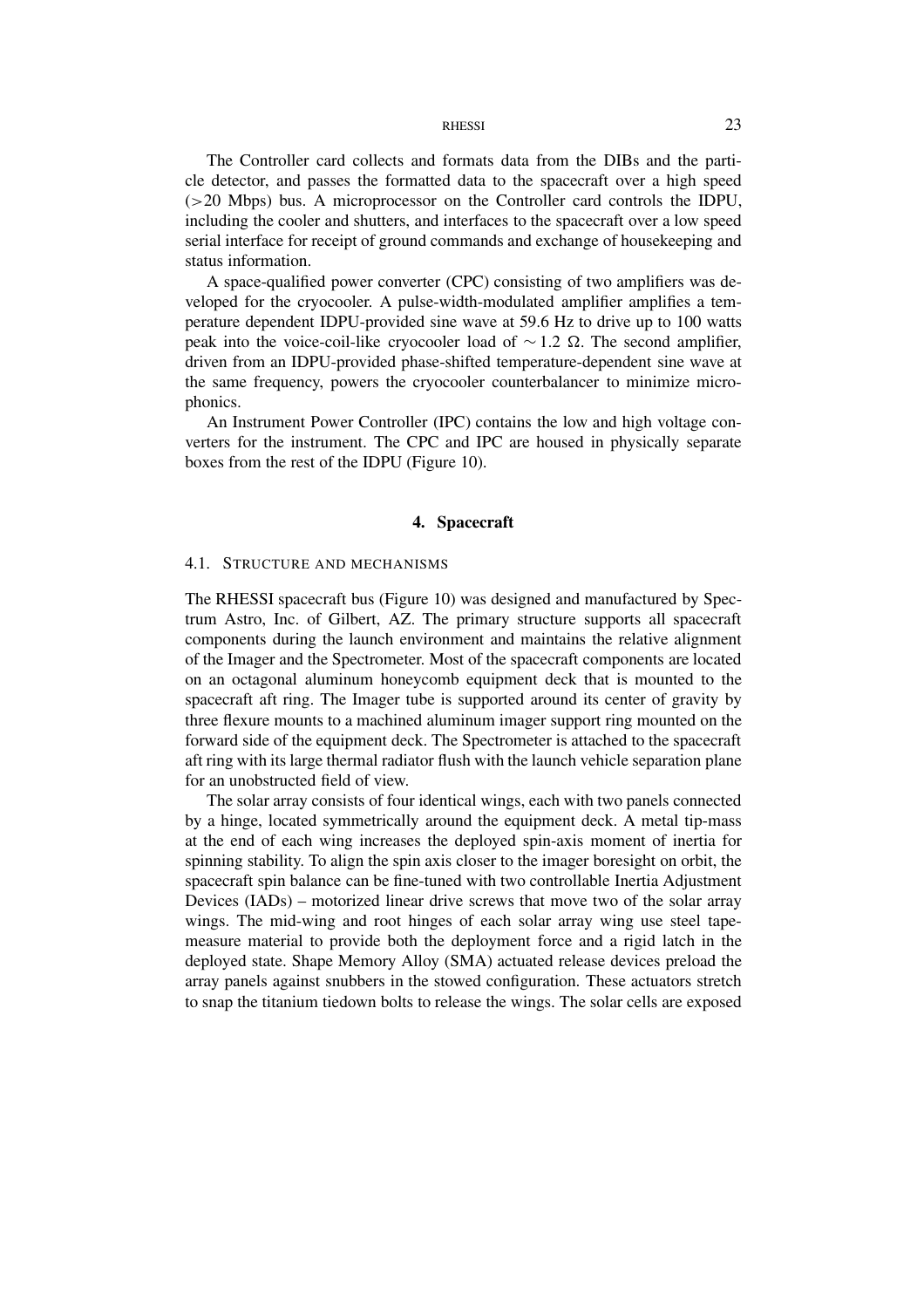The Controller card collects and formats data from the DIBs and the particle detector, and passes the formatted data to the spacecraft over a high speed (>20 Mbps) bus. A microprocessor on the Controller card controls the IDPU, including the cooler and shutters, and interfaces to the spacecraft over a low speed serial interface for receipt of ground commands and exchange of housekeeping and status information.

A space-qualified power converter (CPC) consisting of two amplifiers was developed for the cryocooler. A pulse-width-modulated amplifier amplifies a temperature dependent IDPU-provided sine wave at 59.6 Hz to drive up to 100 watts peak into the voice-coil-like cryocooler load of $\sim 1.2\ \Omega$. The second amplifier, driven from an IDPU-provided phase-shifted temperature-dependent sine wave at the same frequency, powers the cryocooler counterbalancer to minimize microphonics.

An Instrument Power Controller (IPC) contains the low and high voltage converters for the instrument. The CPC and IPC are housed in physically separate boxes from the rest of the IDPU (Figure 10).

## 4. Spacecraft

### 4.1. Structure and Mechanisms

The RHESSI spacecraft bus (Figure 10) was designed and manufactured by Spectrum Astro, Inc. of Gilbert, AZ. The primary structure supports all spacecraft components during the launch environment and maintains the relative alignment of the Imager and the Spectrometer. Most of the spacecraft components are located on an octagonal aluminum honeycomb equipment deck that is mounted to the spacecraft aft ring. The Imager tube is supported around its center of gravity by three flexure mounts to a machined aluminum imager support ring mounted on the forward side of the equipment deck. The Spectrometer is attached to the spacecraft aft ring with its large thermal radiator flush with the launch vehicle separation plane for an unobstructed field of view.

The solar array consists of four identical wings, each with two panels connected by a hinge, located symmetrically around the equipment deck. A metal tip-mass at the end of each wing increases the deployed spin-axis moment of inertia for spinning stability. To align the spin axis closer to the imager boresight on orbit, the spacecraft spin balance can be fine-tuned with two controllable Inertia Adjustment Devices (IADs) – motorized linear drive screws that move two of the solar array wings. The mid-wing and root hinges of each solar array wing use steel tape-measure material to provide both the deployment force and a rigid latch in the deployed state. Shape Memory Alloy (SMA) actuated release devices preload the array panels against snubbers in the stowed configuration. These actuators stretch to snap the titanium tiedown bolts to release the wings. The solar cells are exposed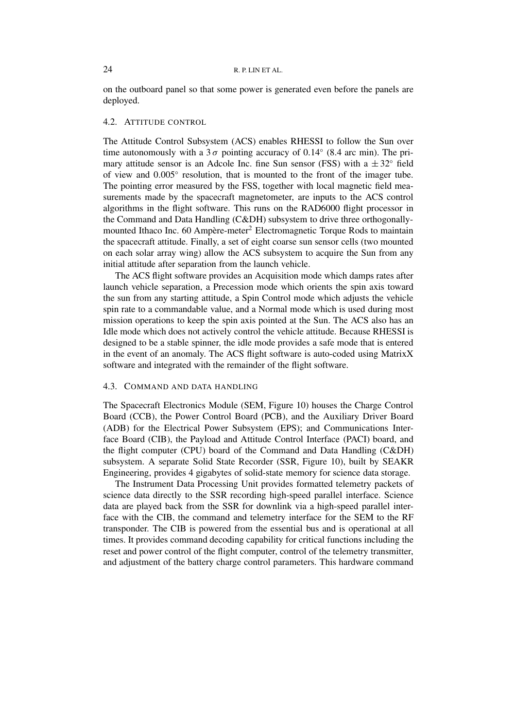on the outboard panel so that some power is generated even before the panels are deployed.

### 4.2. Attitude Control

The Attitude Control Subsystem (ACS) enables RHESSI to follow the Sun over time autonomously with a $3\sigma$ pointing accuracy of $0.14°$ (8.4 arc min). The primary attitude sensor is an Adcole Inc. fine Sun sensor (FSS) with a $\pm 32°$ field of view and $0.005°$ resolution, that is mounted to the front of the imager tube. The pointing error measured by the FSS, together with local magnetic field measurements made by the spacecraft magnetometer, are inputs to the ACS control algorithms in the flight software. This runs on the RAD6000 flight processor in the Command and Data Handling (C&DH) subsystem to drive three orthogonally-mounted Ithaco Inc. 60 Ampère-meter$^2$ Electromagnetic Torque Rods to maintain the spacecraft attitude. Finally, a set of eight coarse sun sensor cells (two mounted on each solar array wing) allow the ACS subsystem to acquire the Sun from any initial attitude after separation from the launch vehicle.

The ACS flight software provides an Acquisition mode which damps rates after launch vehicle separation, a Precession mode which orients the spin axis toward the sun from any starting attitude, a Spin Control mode which adjusts the vehicle spin rate to a commandable value, and a Normal mode which is used during most mission operations to keep the spin axis pointed at the Sun. The ACS also has an Idle mode which does not actively control the vehicle attitude. Because RHESSI is designed to be a stable spinner, the idle mode provides a safe mode that is entered in the event of an anomaly. The ACS flight software is auto-coded using MatrixX software and integrated with the remainder of the flight software.

### 4.3. Command and Data Handling

The Spacecraft Electronics Module (SEM, Figure 10) houses the Charge Control Board (CCB), the Power Control Board (PCB), and the Auxiliary Driver Board (ADB) for the Electrical Power Subsystem (EPS); and Communications Interface Board (CIB), the Payload and Attitude Control Interface (PACI) board, and the flight computer (CPU) board of the Command and Data Handling (C&DH) subsystem. A separate Solid State Recorder (SSR, Figure 10), built by SEAKR Engineering, provides 4 gigabytes of solid-state memory for science data storage.

The Instrument Data Processing Unit provides formatted telemetry packets of science data directly to the SSR recording high-speed parallel interface. Science data are played back from the SSR for downlink via a high-speed parallel interface with the CIB, the command and telemetry interface for the SEM to the RF transponder. The CIB is powered from the essential bus and is operational at all times. It provides command decoding capability for critical functions including the reset and power control of the flight computer, control of the telemetry transmitter, and adjustment of the battery charge control parameters. This hardware command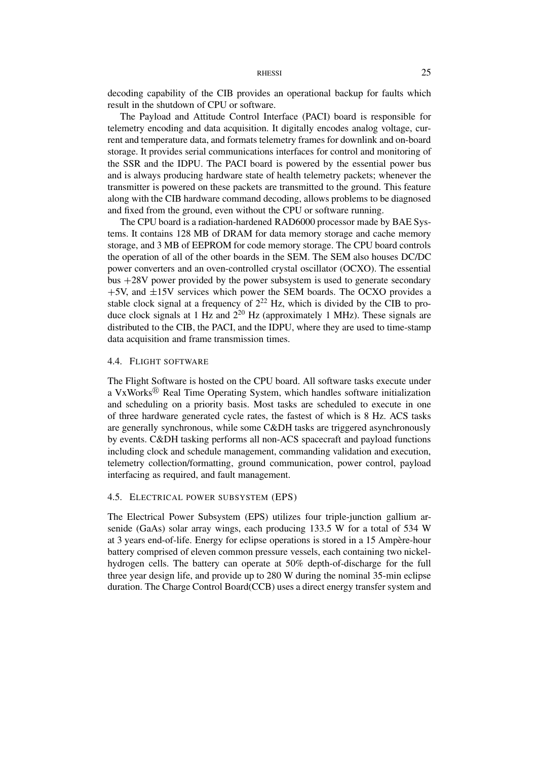decoding capability of the CIB provides an operational backup for faults which result in the shutdown of CPU or software.

The Payload and Attitude Control Interface (PACI) board is responsible for telemetry encoding and data acquisition. It digitally encodes analog voltage, current and temperature data, and formats telemetry frames for downlink and on-board storage. It provides serial communications interfaces for control and monitoring of the SSR and the IDPU. The PACI board is powered by the essential power bus and is always producing hardware state of health telemetry packets; whenever the transmitter is powered on these packets are transmitted to the ground. This feature along with the CIB hardware command decoding, allows problems to be diagnosed and fixed from the ground, even without the CPU or software running.

The CPU board is a radiation-hardened RAD6000 processor made by BAE Systems. It contains 128 MB of DRAM for data memory storage and cache memory storage, and 3 MB of EEPROM for code memory storage. The CPU board controls the operation of all of the other boards in the SEM. The SEM also houses DC/DC power converters and an oven-controlled crystal oscillator (OCXO). The essential bus +28V power provided by the power subsystem is used to generate secondary +5V, and ±15V services which power the SEM boards. The OCXO provides a stable clock signal at a frequency of $2^{22}$ Hz, which is divided by the CIB to produce clock signals at 1 Hz and $2^{20}$ Hz (approximately 1 MHz). These signals are distributed to the CIB, the PACI, and the IDPU, where they are used to time-stamp data acquisition and frame transmission times.

### 4.4. Flight Software

The Flight Software is hosted on the CPU board. All software tasks execute under a VxWorks® Real Time Operating System, which handles software initialization and scheduling on a priority basis. Most tasks are scheduled to execute in one of three hardware generated cycle rates, the fastest of which is 8 Hz. ACS tasks are generally synchronous, while some C&DH tasks are triggered asynchronously by events. C&DH tasking performs all non-ACS spacecraft and payload functions including clock and schedule management, commanding validation and execution, telemetry collection/formatting, ground communication, power control, payload interfacing as required, and fault management.

### 4.5. Electrical Power Subsystem (EPS)

The Electrical Power Subsystem (EPS) utilizes four triple-junction gallium arsenide (GaAs) solar array wings, each producing 133.5 W for a total of 534 W at 3 years end-of-life. Energy for eclipse operations is stored in a 15 Ampère-hour battery comprised of eleven common pressure vessels, each containing two nickel-hydrogen cells. The battery can operate at 50% depth-of-discharge for the full three year design life, and provide up to 280 W during the nominal 35-min eclipse duration. The Charge Control Board(CCB) uses a direct energy transfer system and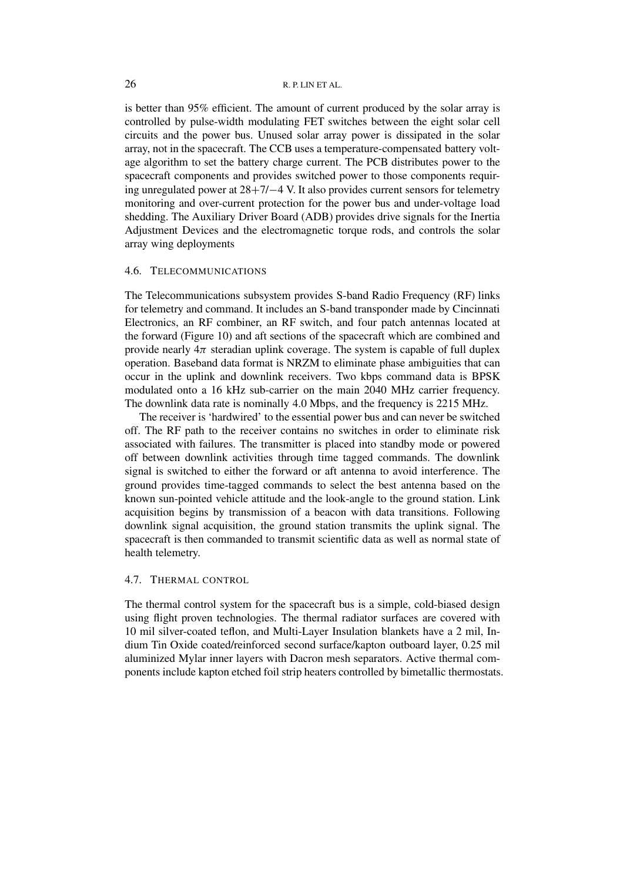is better than 95% efficient. The amount of current produced by the solar array is controlled by pulse-width modulating FET switches between the eight solar cell circuits and the power bus. Unused solar array power is dissipated in the solar array, not in the spacecraft. The CCB uses a temperature-compensated battery voltage algorithm to set the battery charge current. The PCB distributes power to the spacecraft components and provides switched power to those components requiring unregulated power at $28+7/-4$ V. It also provides current sensors for telemetry monitoring and over-current protection for the power bus and under-voltage load shedding. The Auxiliary Driver Board (ADB) provides drive signals for the Inertia Adjustment Devices and the electromagnetic torque rods, and controls the solar array wing deployments

### 4.6. Telecommunications

The Telecommunications subsystem provides S-band Radio Frequency (RF) links for telemetry and command. It includes an S-band transponder made by Cincinnati Electronics, an RF combiner, an RF switch, and four patch antennas located at the forward (Figure 10) and aft sections of the spacecraft which are combined and provide nearly $4\pi$ steradian uplink coverage. The system is capable of full duplex operation. Baseband data format is NRZM to eliminate phase ambiguities that can occur in the uplink and downlink receivers. Two kbps command data is BPSK modulated onto a 16 kHz sub-carrier on the main 2040 MHz carrier frequency. The downlink data rate is nominally 4.0 Mbps, and the frequency is 2215 MHz.

The receiver is 'hardwired' to the essential power bus and can never be switched off. The RF path to the receiver contains no switches in order to eliminate risk associated with failures. The transmitter is placed into standby mode or powered off between downlink activities through time tagged commands. The downlink signal is switched to either the forward or aft antenna to avoid interference. The ground provides time-tagged commands to select the best antenna based on the known sun-pointed vehicle attitude and the look-angle to the ground station. Link acquisition begins by transmission of a beacon with data transitions. Following downlink signal acquisition, the ground station transmits the uplink signal. The spacecraft is then commanded to transmit scientific data as well as normal state of health telemetry.

### 4.7. Thermal control

The thermal control system for the spacecraft bus is a simple, cold-biased design using flight proven technologies. The thermal radiator surfaces are covered with 10 mil silver-coated teflon, and Multi-Layer Insulation blankets have a 2 mil, Indium Tin Oxide coated/reinforced second surface/kapton outboard layer, 0.25 mil aluminized Mylar inner layers with Dacron mesh separators. Active thermal components include kapton etched foil strip heaters controlled by bimetallic thermostats.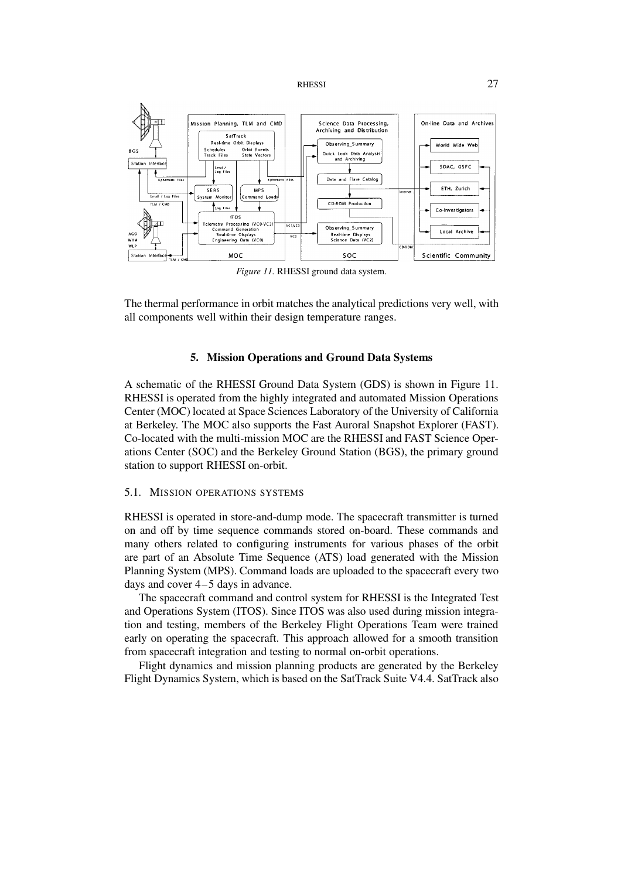*Figure 11.* RHESSI ground data system.

The thermal performance in orbit matches the analytical predictions very well, with all components well within their design temperature ranges.

## 5. Mission Operations and Ground Data Systems

A schematic of the RHESSI Ground Data System (GDS) is shown in Figure 11. RHESSI is operated from the highly integrated and automated Mission Operations Center (MOC) located at Space Sciences Laboratory of the University of California at Berkeley. The MOC also supports the Fast Auroral Snapshot Explorer (FAST). Co-located with the multi-mission MOC are the RHESSI and FAST Science Operations Center (SOC) and the Berkeley Ground Station (BGS), the primary ground station to support RHESSI on-orbit.

### 5.1. Mission Operations Systems

RHESSI is operated in store-and-dump mode. The spacecraft transmitter is turned on and off by time sequence commands stored on-board. These commands and many others related to configuring instruments for various phases of the orbit are part of an Absolute Time Sequence (ATS) load generated with the Mission Planning System (MPS). Command loads are uploaded to the spacecraft every two days and cover 4–5 days in advance.

The spacecraft command and control system for RHESSI is the Integrated Test and Operations System (ITOS). Since ITOS was also used during mission integration and testing, members of the Berkeley Flight Operations Team were trained early on operating the spacecraft. This approach allowed for a smooth transition from spacecraft integration and testing to normal on-orbit operations.

Flight dynamics and mission planning products are generated by the Berkeley Flight Dynamics System, which is based on the SatTrack Suite V4.4. SatTrack also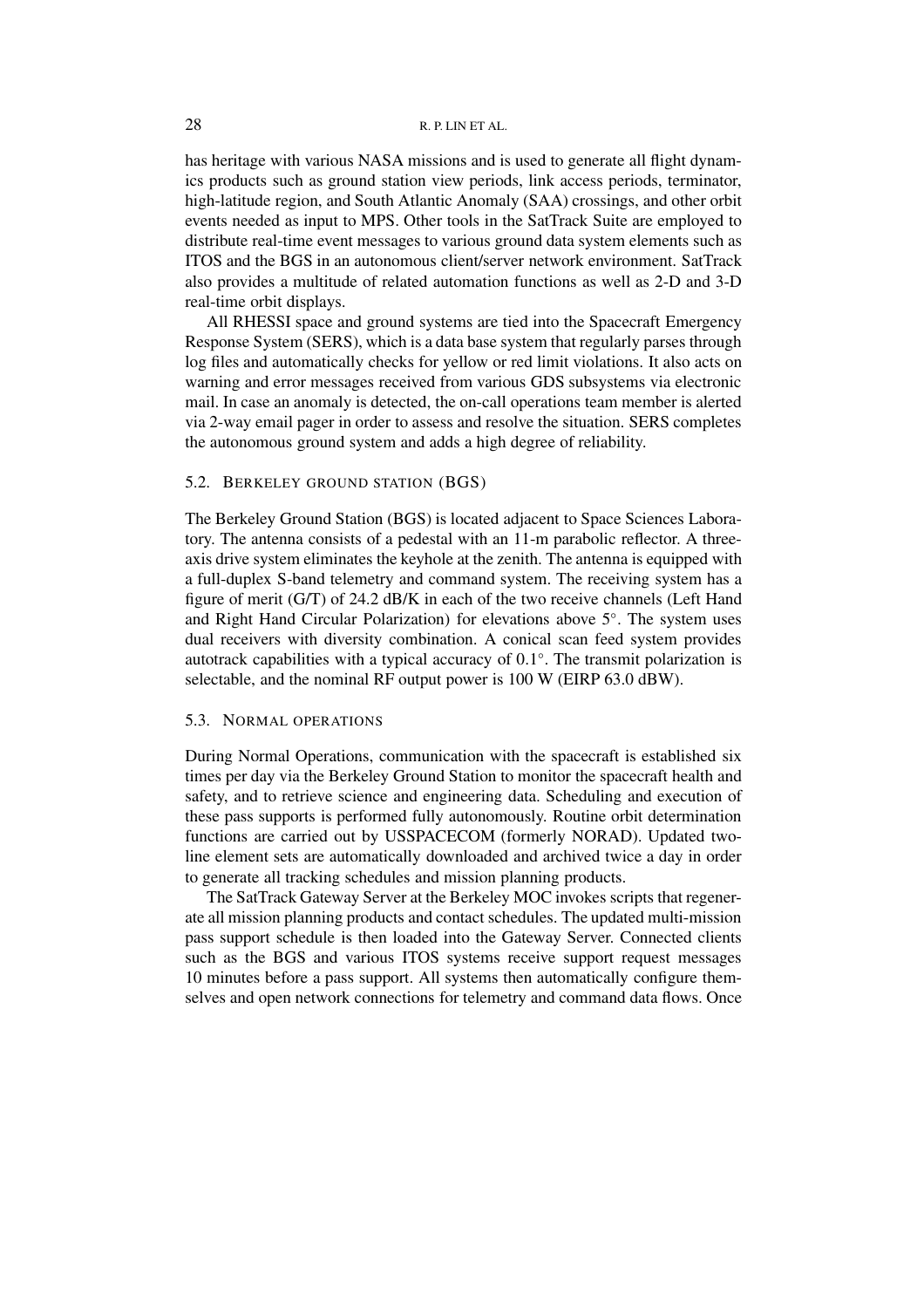has heritage with various NASA missions and is used to generate all flight dynamics products such as ground station view periods, link access periods, terminator, high-latitude region, and South Atlantic Anomaly (SAA) crossings, and other orbit events needed as input to MPS. Other tools in the SatTrack Suite are employed to distribute real-time event messages to various ground data system elements such as ITOS and the BGS in an autonomous client/server network environment. SatTrack also provides a multitude of related automation functions as well as 2-D and 3-D real-time orbit displays.

All RHESSI space and ground systems are tied into the Spacecraft Emergency Response System (SERS), which is a data base system that regularly parses through log files and automatically checks for yellow or red limit violations. It also acts on warning and error messages received from various GDS subsystems via electronic mail. In case an anomaly is detected, the on-call operations team member is alerted via 2-way email pager in order to assess and resolve the situation. SERS completes the autonomous ground system and adds a high degree of reliability.

### 5.2. Berkeley Ground Station (BGS)

The Berkeley Ground Station (BGS) is located adjacent to Space Sciences Laboratory. The antenna consists of a pedestal with an 11-m parabolic reflector. A three-axis drive system eliminates the keyhole at the zenith. The antenna is equipped with a full-duplex S-band telemetry and command system. The receiving system has a figure of merit (G/T) of 24.2 dB/K in each of the two receive channels (Left Hand and Right Hand Circular Polarization) for elevations above 5°. The system uses dual receivers with diversity combination. A conical scan feed system provides autotrack capabilities with a typical accuracy of 0.1°. The transmit polarization is selectable, and the nominal RF output power is 100 W (EIRP 63.0 dBW).

### 5.3. Normal Operations

During Normal Operations, communication with the spacecraft is established six times per day via the Berkeley Ground Station to monitor the spacecraft health and safety, and to retrieve science and engineering data. Scheduling and execution of these pass supports is performed fully autonomously. Routine orbit determination functions are carried out by USSPACECOM (formerly NORAD). Updated two-line element sets are automatically downloaded and archived twice a day in order to generate all tracking schedules and mission planning products.

The SatTrack Gateway Server at the Berkeley MOC invokes scripts that regenerate all mission planning products and contact schedules. The updated multi-mission pass support schedule is then loaded into the Gateway Server. Connected clients such as the BGS and various ITOS systems receive support request messages 10 minutes before a pass support. All systems then automatically configure themselves and open network connections for telemetry and command data flows. Once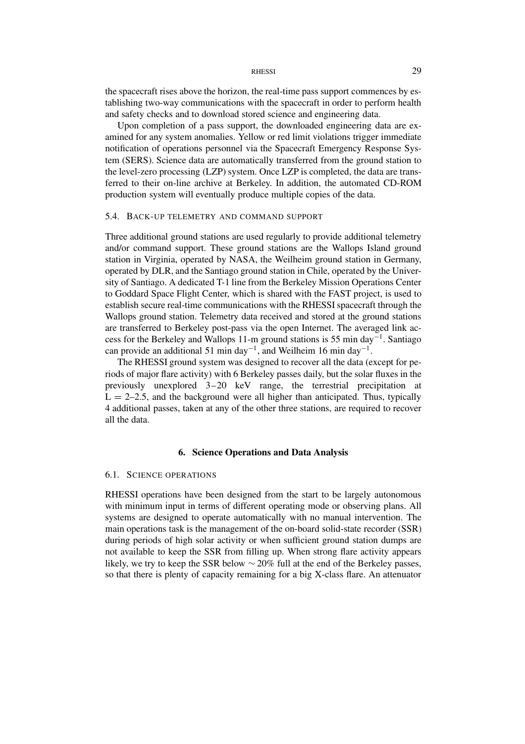the spacecraft rises above the horizon, the real-time pass support commences by establishing two-way communications with the spacecraft in order to perform health and safety checks and to download stored science and engineering data.

Upon completion of a pass support, the downloaded engineering data are examined for any system anomalies. Yellow or red limit violations trigger immediate notification of operations personnel via the Spacecraft Emergency Response System (SERS). Science data are automatically transferred from the ground station to the level-zero processing (LZP) system. Once LZP is completed, the data are transferred to their on-line archive at Berkeley. In addition, the automated CD-ROM production system will eventually produce multiple copies of the data.

### 5.4. Back-up telemetry and command support

Three additional ground stations are used regularly to provide additional telemetry and/or command support. These ground stations are the Wallops Island ground station in Virginia, operated by NASA, the Weilheim ground station in Germany, operated by DLR, and the Santiago ground station in Chile, operated by the University of Santiago. A dedicated T-1 line from the Berkeley Mission Operations Center to Goddard Space Flight Center, which is shared with the FAST project, is used to establish secure real-time communications with the RHESSI spacecraft through the Wallops ground station. Telemetry data received and stored at the ground stations are transferred to Berkeley post-pass via the open Internet. The averaged link access for the Berkeley and Wallops 11-m ground stations is 55 min day$^{-1}$. Santiago can provide an additional 51 min day$^{-1}$, and Weilheim 16 min day$^{-1}$.

The RHESSI ground system was designed to recover all the data (except for periods of major flare activity) with 6 Berkeley passes daily, but the solar fluxes in the previously unexplored 3–20 keV range, the terrestrial precipitation at L = 2–2.5, and the background were all higher than anticipated. Thus, typically 4 additional passes, taken at any of the other three stations, are required to recover all the data.

## 6. Science Operations and Data Analysis

### 6.1. Science operations

RHESSI operations have been designed from the start to be largely autonomous with minimum input in terms of different operating mode or observing plans. All systems are designed to operate automatically with no manual intervention. The main operations task is the management of the on-board solid-state recorder (SSR) during periods of high solar activity or when sufficient ground station dumps are not available to keep the SSR from filling up. When strong flare activity appears likely, we try to keep the SSR below $\sim 20\%$ full at the end of the Berkeley passes, so that there is plenty of capacity remaining for a big X-class flare. An attenuator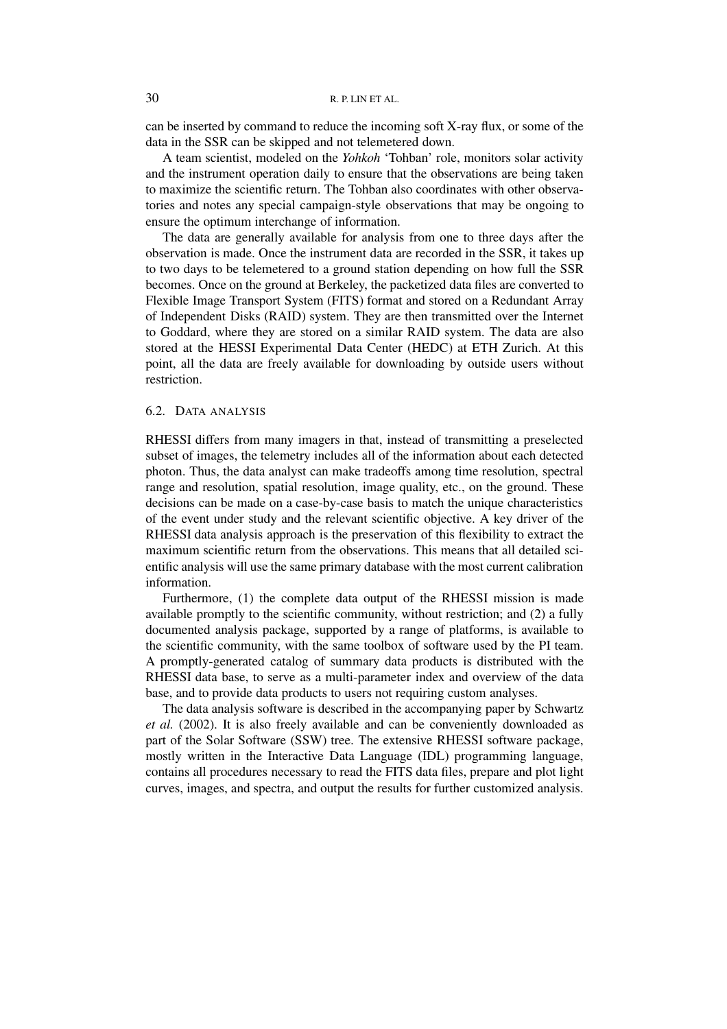can be inserted by command to reduce the incoming soft X-ray flux, or some of the data in the SSR can be skipped and not telemetered down.

A team scientist, modeled on the *Yohkoh* 'Tohban' role, monitors solar activity and the instrument operation daily to ensure that the observations are being taken to maximize the scientific return. The Tohban also coordinates with other observatories and notes any special campaign-style observations that may be ongoing to ensure the optimum interchange of information.

The data are generally available for analysis from one to three days after the observation is made. Once the instrument data are recorded in the SSR, it takes up to two days to be telemetered to a ground station depending on how full the SSR becomes. Once on the ground at Berkeley, the packetized data files are converted to Flexible Image Transport System (FITS) format and stored on a Redundant Array of Independent Disks (RAID) system. They are then transmitted over the Internet to Goddard, where they are stored on a similar RAID system. The data are also stored at the HESSI Experimental Data Center (HEDC) at ETH Zurich. At this point, all the data are freely available for downloading by outside users without restriction.

### 6.2. Data Analysis

RHESSI differs from many imagers in that, instead of transmitting a preselected subset of images, the telemetry includes all of the information about each detected photon. Thus, the data analyst can make tradeoffs among time resolution, spectral range and resolution, spatial resolution, image quality, etc., on the ground. These decisions can be made on a case-by-case basis to match the unique characteristics of the event under study and the relevant scientific objective. A key driver of the RHESSI data analysis approach is the preservation of this flexibility to extract the maximum scientific return from the observations. This means that all detailed scientific analysis will use the same primary database with the most current calibration information.

Furthermore, (1) the complete data output of the RHESSI mission is made available promptly to the scientific community, without restriction; and (2) a fully documented analysis package, supported by a range of platforms, is available to the scientific community, with the same toolbox of software used by the PI team. A promptly-generated catalog of summary data products is distributed with the RHESSI data base, to serve as a multi-parameter index and overview of the data base, and to provide data products to users not requiring custom analyses.

The data analysis software is described in the accompanying paper by Schwartz *et al.* (2002). It is also freely available and can be conveniently downloaded as part of the Solar Software (SSW) tree. The extensive RHESSI software package, mostly written in the Interactive Data Language (IDL) programming language, contains all procedures necessary to read the FITS data files, prepare and plot light curves, images, and spectra, and output the results for further customized analysis.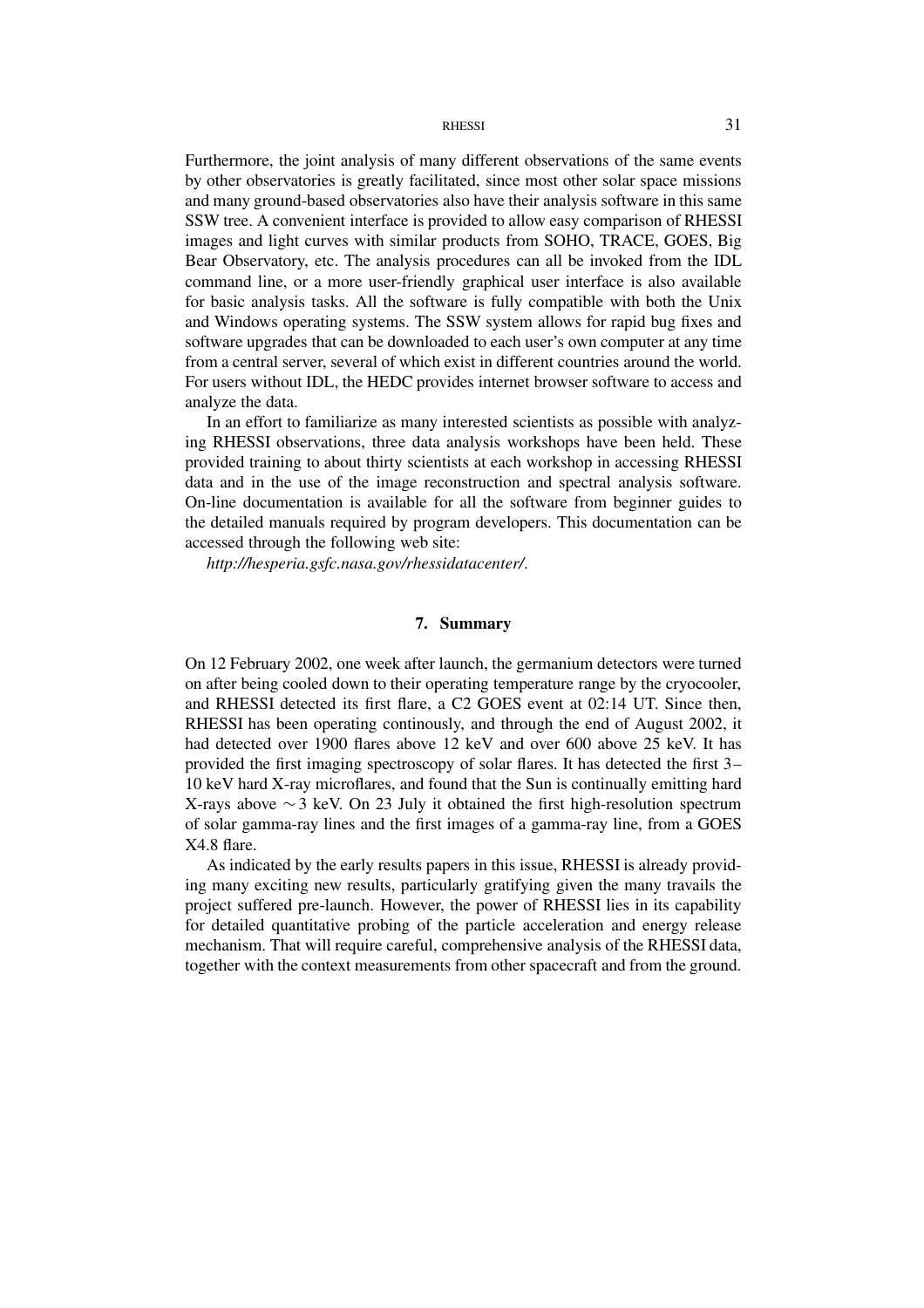Furthermore, the joint analysis of many different observations of the same events by other observatories is greatly facilitated, since most other solar space missions and many ground-based observatories also have their analysis software in this same SSW tree. A convenient interface is provided to allow easy comparison of RHESSI images and light curves with similar products from SOHO, TRACE, GOES, Big Bear Observatory, etc. The analysis procedures can all be invoked from the IDL command line, or a more user-friendly graphical user interface is also available for basic analysis tasks. All the software is fully compatible with both the Unix and Windows operating systems. The SSW system allows for rapid bug fixes and software upgrades that can be downloaded to each user's own computer at any time from a central server, several of which exist in different countries around the world. For users without IDL, the HEDC provides internet browser software to access and analyze the data.

In an effort to familiarize as many interested scientists as possible with analyzing RHESSI observations, three data analysis workshops have been held. These provided training to about thirty scientists at each workshop in accessing RHESSI data and in the use of the image reconstruction and spectral analysis software. On-line documentation is available for all the software from beginner guides to the detailed manuals required by program developers. This documentation can be accessed through the following web site:

*http://hesperia.gsfc.nasa.gov/rhessidatacenter/*.

## 7. Summary

On 12 February 2002, one week after launch, the germanium detectors were turned on after being cooled down to their operating temperature range by the cryocooler, and RHESSI detected its first flare, a C2 GOES event at 02:14 UT. Since then, RHESSI has been operating continously, and through the end of August 2002, it had detected over 1900 flares above 12 keV and over 600 above 25 keV. It has provided the first imaging spectroscopy of solar flares. It has detected the first 3–10 keV hard X-ray microflares, and found that the Sun is continually emitting hard X-rays above $\sim 3$ keV. On 23 July it obtained the first high-resolution spectrum of solar gamma-ray lines and the first images of a gamma-ray line, from a GOES X4.8 flare.

As indicated by the early results papers in this issue, RHESSI is already providing many exciting new results, particularly gratifying given the many travails the project suffered pre-launch. However, the power of RHESSI lies in its capability for detailed quantitative probing of the particle acceleration and energy release mechanism. That will require careful, comprehensive analysis of the RHESSI data, together with the context measurements from other spacecraft and from the ground.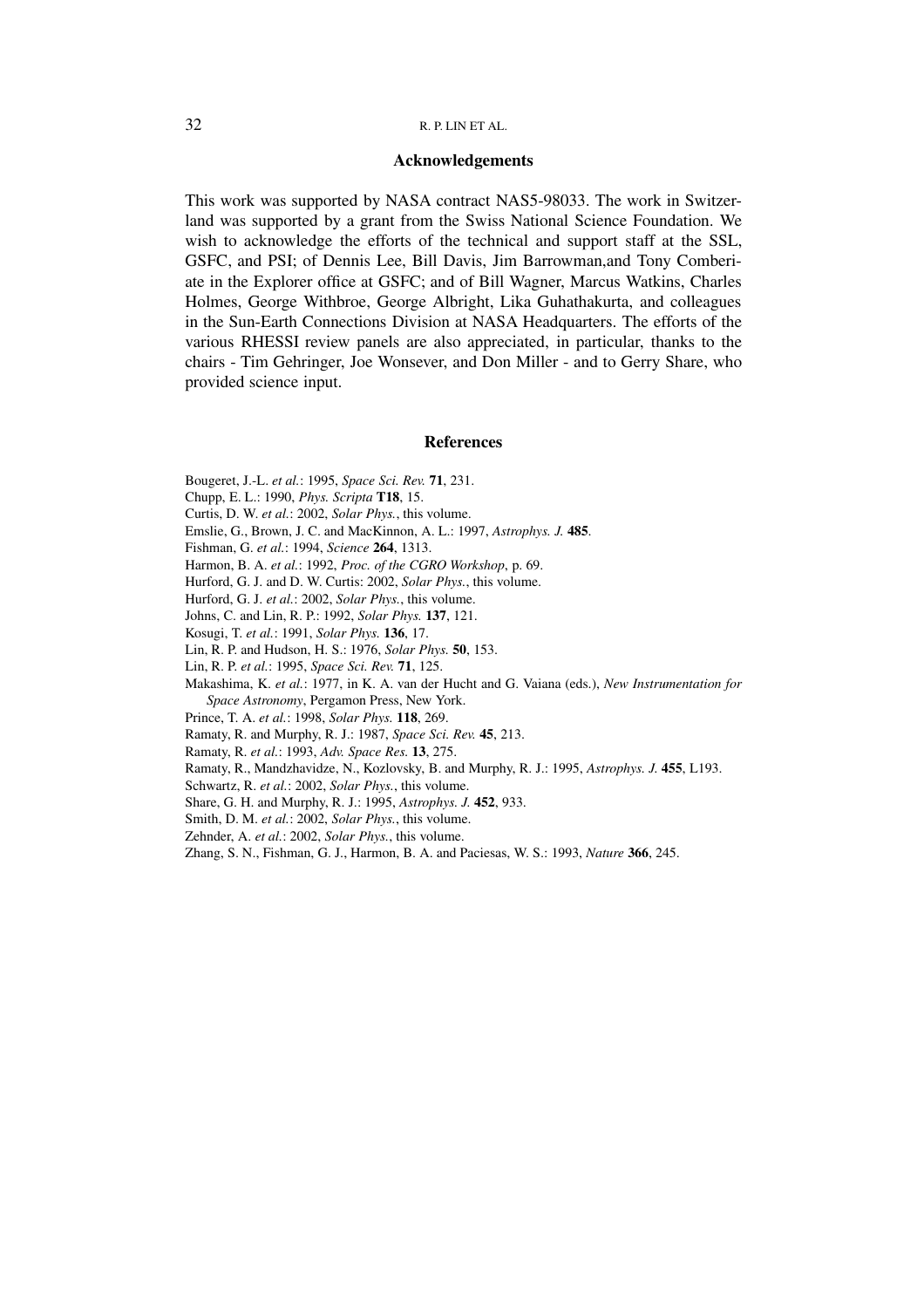## Acknowledgements

This work was supported by NASA contract NAS5-98033. The work in Switzerland was supported by a grant from the Swiss National Science Foundation. We wish to acknowledge the efforts of the technical and support staff at the SSL, GSFC, and PSI; of Dennis Lee, Bill Davis, Jim Barrowman,and Tony Comberiate in the Explorer office at GSFC; and of Bill Wagner, Marcus Watkins, Charles Holmes, George Withbroe, George Albright, Lika Guhathakurta, and colleagues in the Sun-Earth Connections Division at NASA Headquarters. The efforts of the various RHESSI review panels are also appreciated, in particular, thanks to the chairs - Tim Gehringer, Joe Wonsever, and Don Miller - and to Gerry Share, who provided science input.

## References

Bougeret, J.-L. *et al.*: 1995, *Space Sci. Rev.* **71**, 231.
Chupp, E. L.: 1990, *Phys. Scripta* **T18**, 15.
Curtis, D. W. *et al.*: 2002, *Solar Phys.*, this volume.
Emslie, G., Brown, J. C. and MacKinnon, A. L.: 1997, *Astrophys. J.* **485**.
Fishman, G. *et al.*: 1994, *Science* **264**, 1313.
Harmon, B. A. *et al.*: 1992, *Proc. of the CGRO Workshop*, p. 69.
Hurford, G. J. and D. W. Curtis: 2002, *Solar Phys.*, this volume.
Hurford, G. J. *et al.*: 2002, *Solar Phys.*, this volume.
Johns, C. and Lin, R. P.: 1992, *Solar Phys.* **137**, 121.
Kosugi, T. *et al.*: 1991, *Solar Phys.* **136**, 17.
Lin, R. P. and Hudson, H. S.: 1976, *Solar Phys.* **50**, 153.
Lin, R. P. *et al.*: 1995, *Space Sci. Rev.* **71**, 125.
Makashima, K. *et al.*: 1977, in K. A. van der Hucht and G. Vaiana (eds.), *New Instrumentation for Space Astronomy*, Pergamon Press, New York.
Prince, T. A. *et al.*: 1998, *Solar Phys.* **118**, 269.
Ramaty, R. and Murphy, R. J.: 1987, *Space Sci. Rev.* **45**, 213.
Ramaty, R. *et al.*: 1993, *Adv. Space Res.* **13**, 275.
Ramaty, R., Mandzhavidze, N., Kozlovsky, B. and Murphy, R. J.: 1995, *Astrophys. J.* **455**, L193.
Schwartz, R. *et al.*: 2002, *Solar Phys.*, this volume.
Share, G. H. and Murphy, R. J.: 1995, *Astrophys. J.* **452**, 933.
Smith, D. M. *et al.*: 2002, *Solar Phys.*, this volume.
Zehnder, A. *et al.*: 2002, *Solar Phys.*, this volume.
Zhang, S. N., Fishman, G. J., Harmon, B. A. and Paciesas, W. S.: 1993, *Nature* **366**, 245.